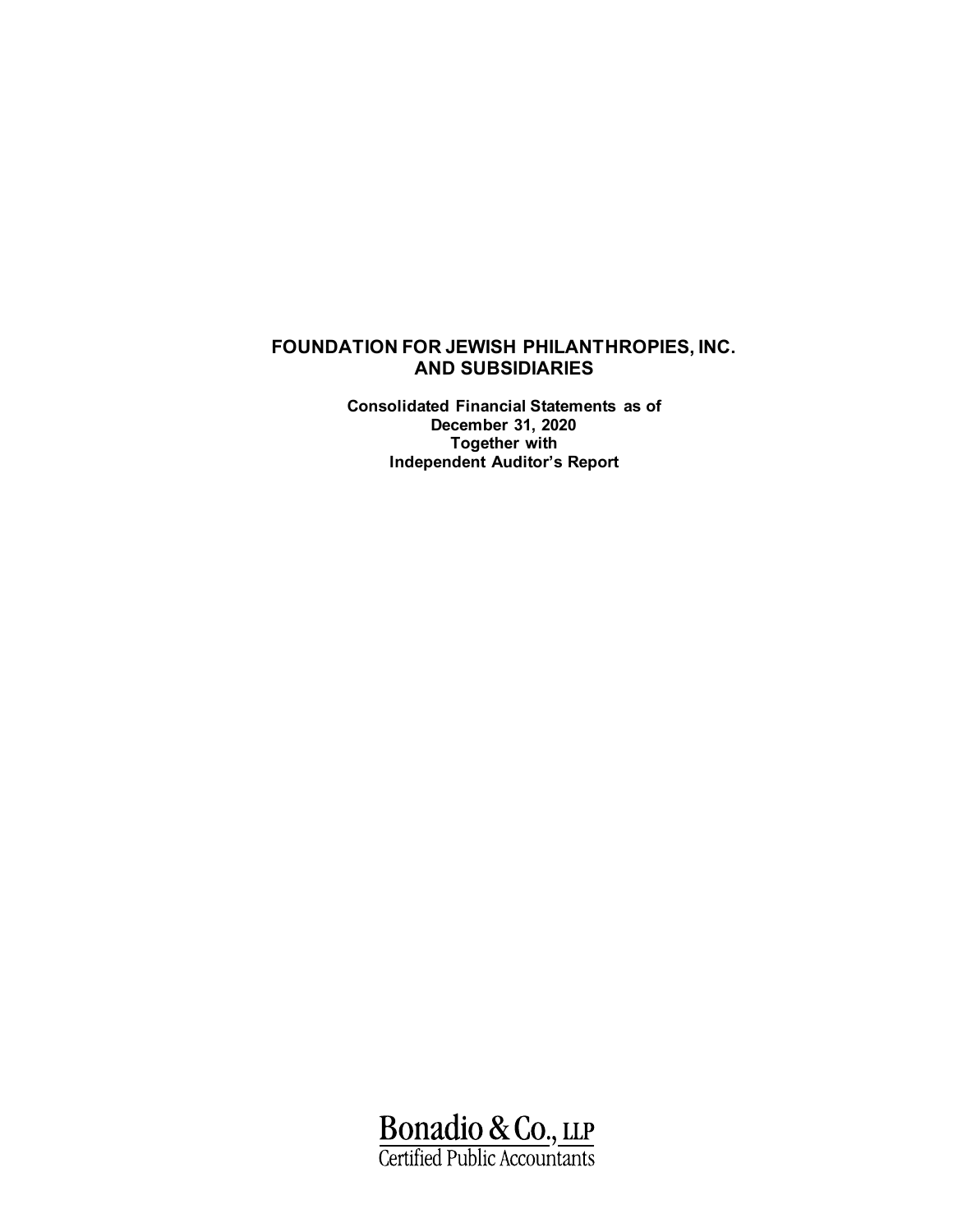# FOUNDATION FOR JEWISH PHILANTHROPIES, INC. AND SUBSIDIARIES

**Consolidated Financial Statements as of December 31, 2020 Together with Independent Auditor's Report**

Bonadio & Co., LLP
Certified Public Accountants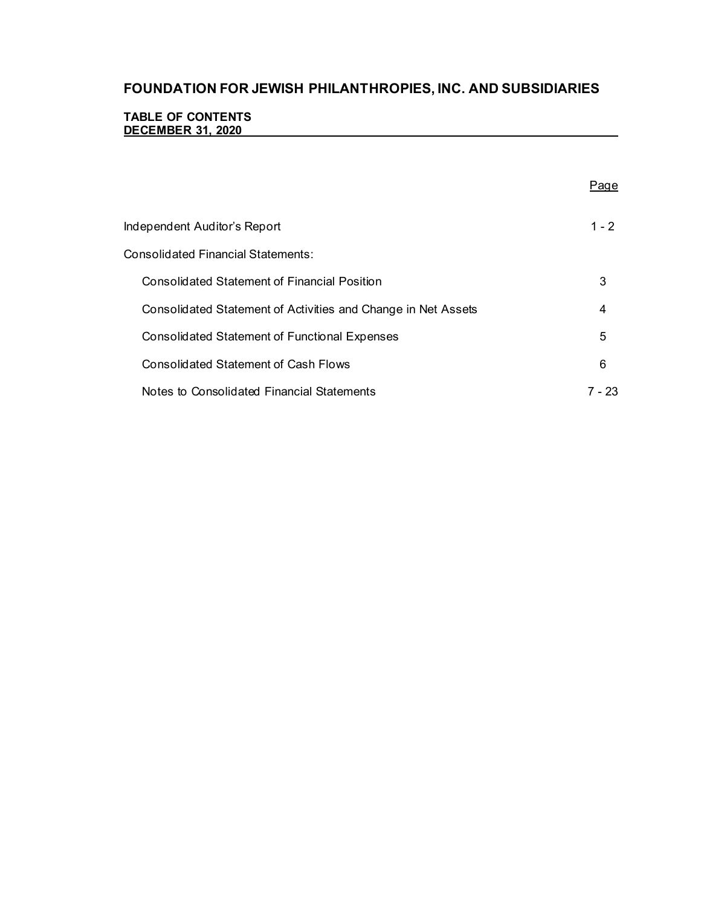# FOUNDATION FOR JEWISH PHILANTHROPIES, INC. AND SUBSIDIARIES

## TABLE OF CONTENTS
## DECEMBER 31, 2020

| | Page |
|---|---|
| Independent Auditor's Report | 1 - 2 |
| Consolidated Financial Statements: | |
| Consolidated Statement of Financial Position | 3 |
| Consolidated Statement of Activities and Change in Net Assets | 4 |
| Consolidated Statement of Functional Expenses | 5 |
| Consolidated Statement of Cash Flows | 6 |
| Notes to Consolidated Financial Statements | 7 - 23 |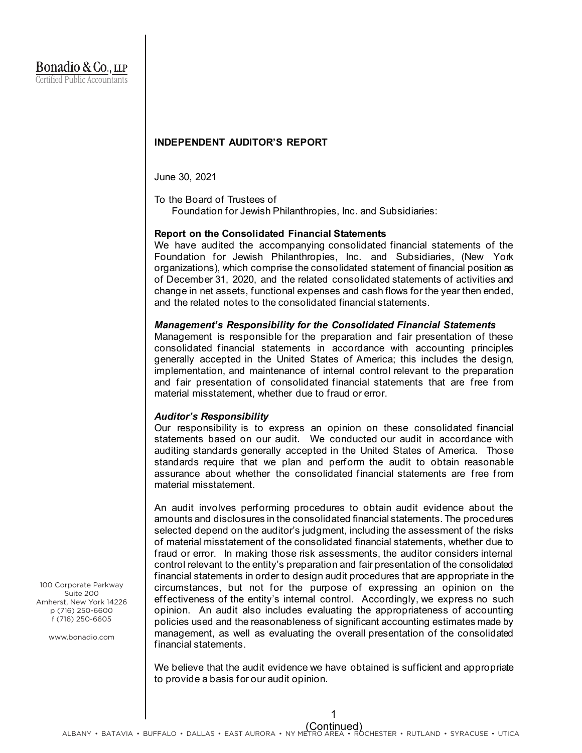Bonadio & Co., LLP
Certified Public Accountants

## INDEPENDENT AUDITOR'S REPORT

June 30, 2021

To the Board of Trustees of
Foundation for Jewish Philanthropies, Inc. and Subsidiaries:

**Report on the Consolidated Financial Statements**

We have audited the accompanying consolidated financial statements of the Foundation for Jewish Philanthropies, Inc. and Subsidiaries, (New York organizations), which comprise the consolidated statement of financial position as of December 31, 2020, and the related consolidated statements of activities and change in net assets, functional expenses and cash flows for the year then ended, and the related notes to the consolidated financial statements.

***Management's Responsibility for the Consolidated Financial Statements***

Management is responsible for the preparation and fair presentation of these consolidated financial statements in accordance with accounting principles generally accepted in the United States of America; this includes the design, implementation, and maintenance of internal control relevant to the preparation and fair presentation of consolidated financial statements that are free from material misstatement, whether due to fraud or error.

***Auditor's Responsibility***

Our responsibility is to express an opinion on these consolidated financial statements based on our audit. We conducted our audit in accordance with auditing standards generally accepted in the United States of America. Those standards require that we plan and perform the audit to obtain reasonable assurance about whether the consolidated financial statements are free from material misstatement.

An audit involves performing procedures to obtain audit evidence about the amounts and disclosures in the consolidated financial statements. The procedures selected depend on the auditor's judgment, including the assessment of the risks of material misstatement of the consolidated financial statements, whether due to fraud or error. In making those risk assessments, the auditor considers internal control relevant to the entity's preparation and fair presentation of the consolidated financial statements in order to design audit procedures that are appropriate in the circumstances, but not for the purpose of expressing an opinion on the effectiveness of the entity's internal control. Accordingly, we express no such opinion. An audit also includes evaluating the appropriateness of accounting policies used and the reasonableness of significant accounting estimates made by management, as well as evaluating the overall presentation of the consolidated financial statements.

We believe that the audit evidence we have obtained is sufficient and appropriate to provide a basis for our audit opinion.

100 Corporate Parkway
Suite 200
Amherst, New York 14226
p (716) 250-6600
f (716) 250-6605

www.bonadio.com

(Continued)

ALBANY • BATAVIA • BUFFALO • DALLAS • EAST AURORA • NY METRO AREA • ROCHESTER • RUTLAND • SYRACUSE • UTICA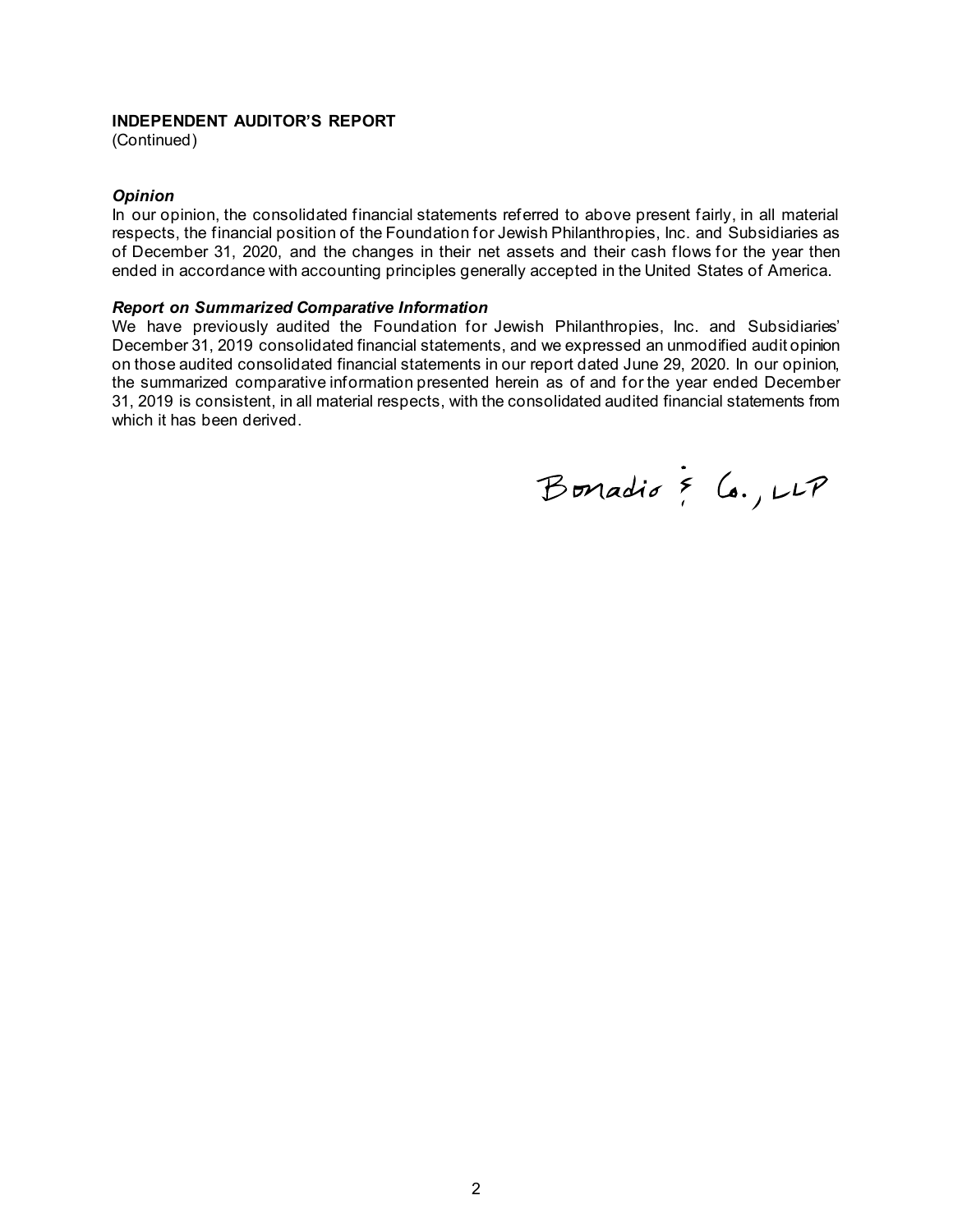**INDEPENDENT AUDITOR'S REPORT**
(Continued)

***Opinion***
In our opinion, the consolidated financial statements referred to above present fairly, in all material respects, the financial position of the Foundation for Jewish Philanthropies, Inc. and Subsidiaries as of December 31, 2020, and the changes in their net assets and their cash flows for the year then ended in accordance with accounting principles generally accepted in the United States of America.

***Report on Summarized Comparative Information***
We have previously audited the Foundation for Jewish Philanthropies, Inc. and Subsidiaries' December 31, 2019 consolidated financial statements, and we expressed an unmodified audit opinion on those audited consolidated financial statements in our report dated June 29, 2020. In our opinion, the summarized comparative information presented herein as of and for the year ended December 31, 2019 is consistent, in all material respects, with the consolidated audited financial statements from which it has been derived.

Bonadio & Co., LLP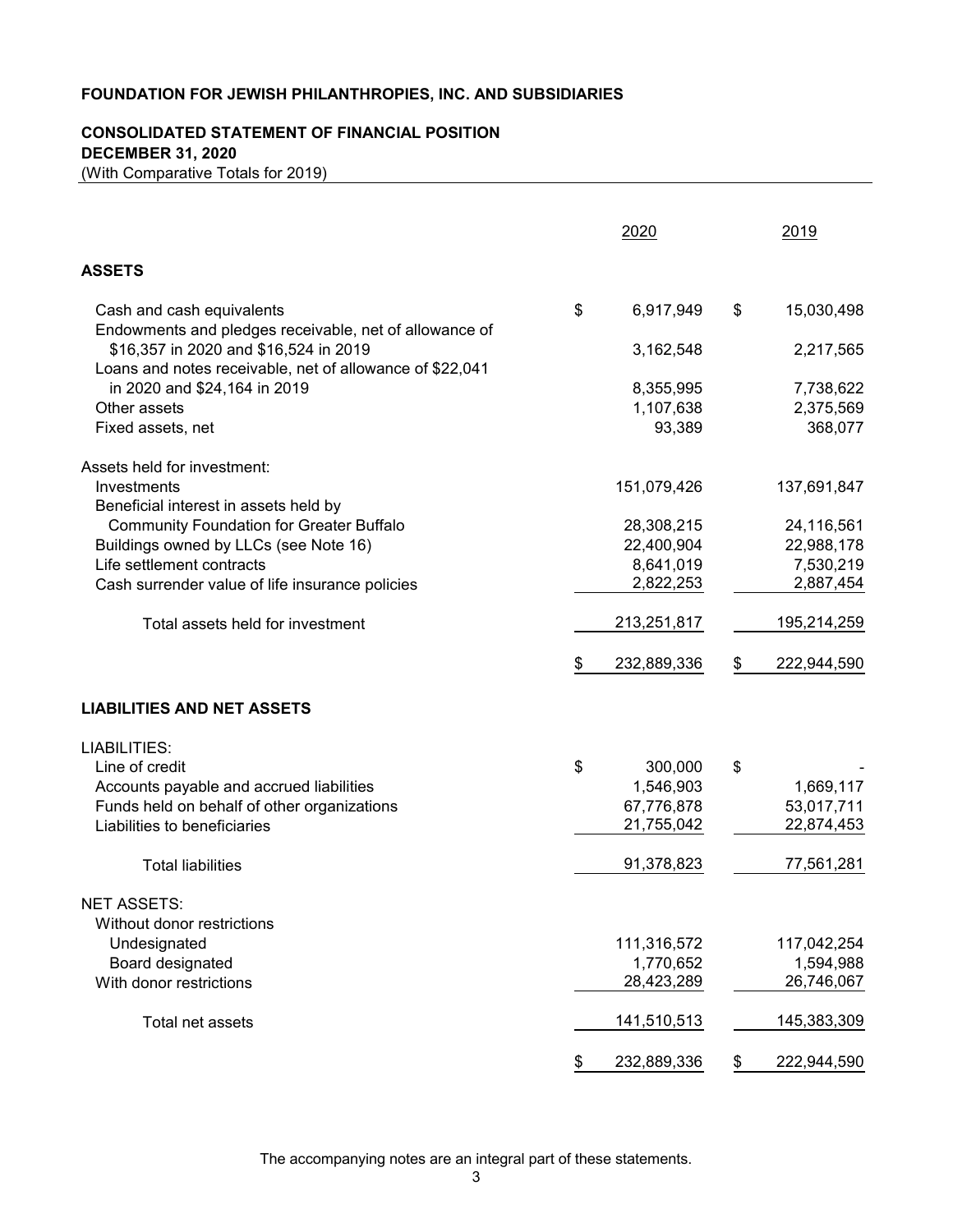**FOUNDATION FOR JEWISH PHILANTHROPIES, INC. AND SUBSIDIARIES**

**CONSOLIDATED STATEMENT OF FINANCIAL POSITION**
**DECEMBER 31, 2020**
(With Comparative Totals for 2019)

| | 2020 | 2019 |
|---|---|---|
| **ASSETS** | | |
| Cash and cash equivalents | $ 6,917,949 | $ 15,030,498 |
| Endowments and pledges receivable, net of allowance of $16,357 in 2020 and $16,524 in 2019 | 3,162,548 | 2,217,565 |
| Loans and notes receivable, net of allowance of $22,041 in 2020 and $24,164 in 2019 | 8,355,995 | 7,738,622 |
| Other assets | 1,107,638 | 2,375,569 |
| Fixed assets, net | 93,389 | 368,077 |
| Assets held for investment: | | |
| Investments | 151,079,426 | 137,691,847 |
| Beneficial interest in assets held by Community Foundation for Greater Buffalo | 28,308,215 | 24,116,561 |
| Buildings owned by LLCs (see Note 16) | 22,400,904 | 22,988,178 |
| Life settlement contracts | 8,641,019 | 7,530,219 |
| Cash surrender value of life insurance policies | 2,822,253 | 2,887,454 |
| Total assets held for investment | 213,251,817 | 195,214,259 |
| | $ 232,889,336 | $ 222,944,590 |
| **LIABILITIES AND NET ASSETS** | | |
| LIABILITIES: | | |
| Line of credit | $ 300,000 | $ - |
| Accounts payable and accrued liabilities | 1,546,903 | 1,669,117 |
| Funds held on behalf of other organizations | 67,776,878 | 53,017,711 |
| Liabilities to beneficiaries | 21,755,042 | 22,874,453 |
| Total liabilities | 91,378,823 | 77,561,281 |
| NET ASSETS: | | |
| Without donor restrictions | | |
| Undesignated | 111,316,572 | 117,042,254 |
| Board designated | 1,770,652 | 1,594,988 |
| With donor restrictions | 28,423,289 | 26,746,067 |
| Total net assets | 141,510,513 | 145,383,309 |
| | $ 232,889,336 | $ 222,944,590 |

The accompanying notes are an integral part of these statements.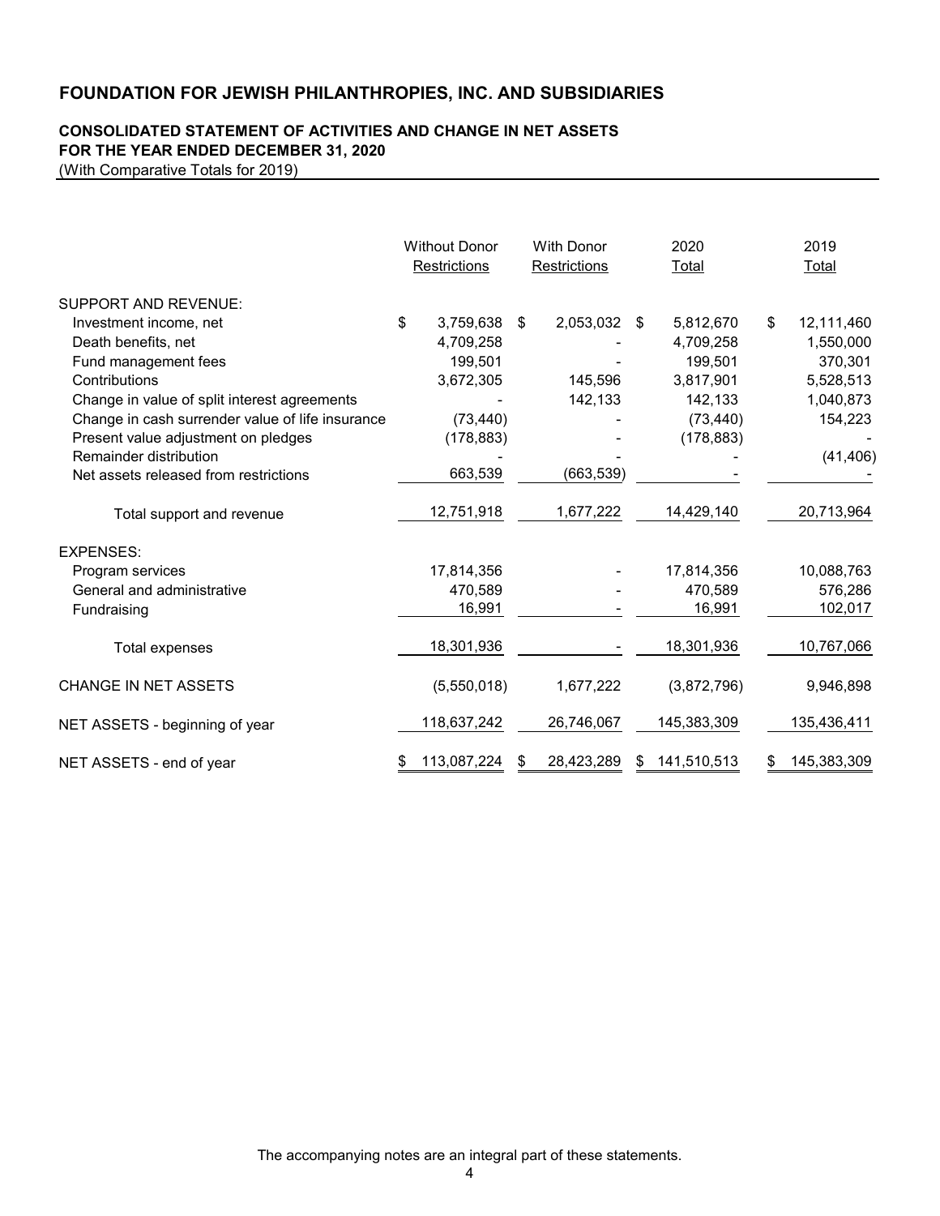# FOUNDATION FOR JEWISH PHILANTHROPIES, INC. AND SUBSIDIARIES

## CONSOLIDATED STATEMENT OF ACTIVITIES AND CHANGE IN NET ASSETS
## FOR THE YEAR ENDED DECEMBER 31, 2020

(With Comparative Totals for 2019)

| | Without Donor Restrictions | With Donor Restrictions | 2020 Total | 2019 Total |
|---|---|---|---|---|
| SUPPORT AND REVENUE: | | | | |
| Investment income, net | $ 3,759,638 | $ 2,053,032 | $ 5,812,670 | $ 12,111,460 |
| Death benefits, net | 4,709,258 | - | 4,709,258 | 1,550,000 |
| Fund management fees | 199,501 | - | 199,501 | 370,301 |
| Contributions | 3,672,305 | 145,596 | 3,817,901 | 5,528,513 |
| Change in value of split interest agreements | - | 142,133 | 142,133 | 1,040,873 |
| Change in cash surrender value of life insurance | (73,440) | - | (73,440) | 154,223 |
| Present value adjustment on pledges | (178,883) | - | (178,883) | - |
| Remainder distribution | - | - | - | (41,406) |
| Net assets released from restrictions | 663,539 | (663,539) | - | - |
| Total support and revenue | 12,751,918 | 1,677,222 | 14,429,140 | 20,713,964 |
| EXPENSES: | | | | |
| Program services | 17,814,356 | - | 17,814,356 | 10,088,763 |
| General and administrative | 470,589 | - | 470,589 | 576,286 |
| Fundraising | 16,991 | - | 16,991 | 102,017 |
| Total expenses | 18,301,936 | - | 18,301,936 | 10,767,066 |
| CHANGE IN NET ASSETS | (5,550,018) | 1,677,222 | (3,872,796) | 9,946,898 |
| NET ASSETS - beginning of year | 118,637,242 | 26,746,067 | 145,383,309 | 135,436,411 |
| NET ASSETS - end of year | $ 113,087,224 | $ 28,423,289 | $ 141,510,513 | $ 145,383,309 |

The accompanying notes are an integral part of these statements.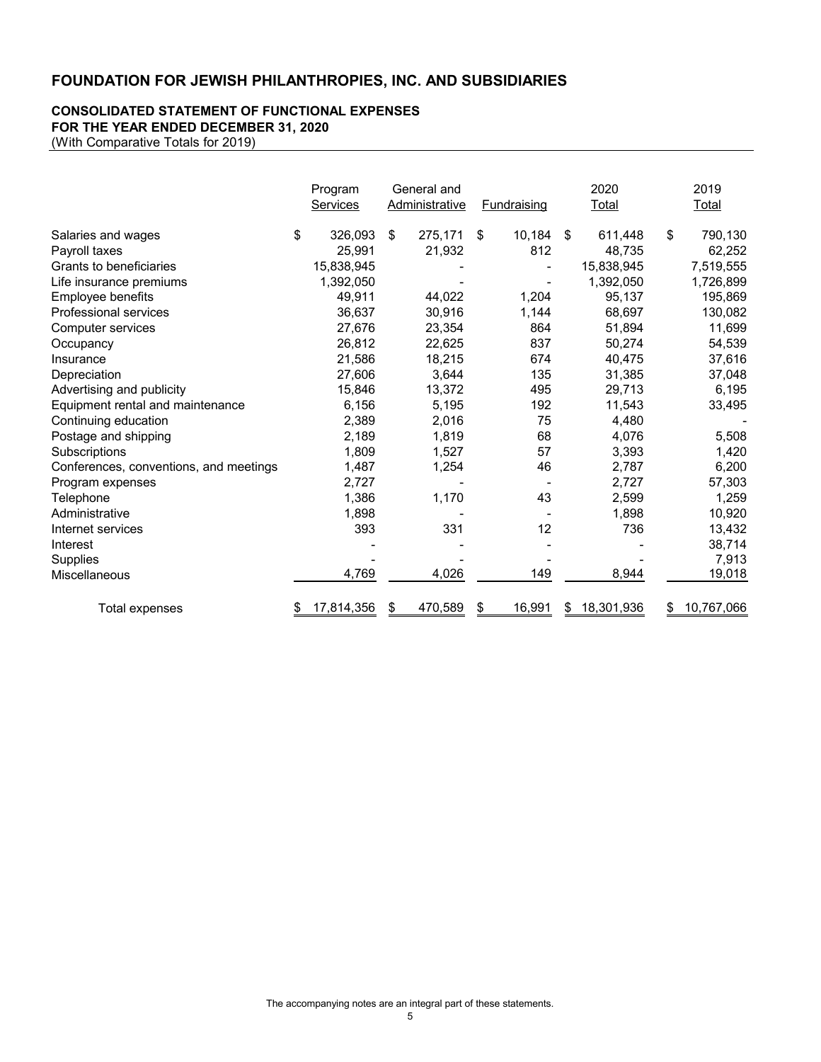# FOUNDATION FOR JEWISH PHILANTHROPIES, INC. AND SUBSIDIARIES

## CONSOLIDATED STATEMENT OF FUNCTIONAL EXPENSES
## FOR THE YEAR ENDED DECEMBER 31, 2020
(With Comparative Totals for 2019)

| | Program Services | General and Administrative | Fundraising | 2020 Total | 2019 Total |
|---|---|---|---|---|---|
| Salaries and wages | $ 326,093 | $ 275,171 | $ 10,184 | $ 611,448 | $ 790,130 |
| Payroll taxes | 25,991 | 21,932 | 812 | 48,735 | 62,252 |
| Grants to beneficiaries | 15,838,945 | - | - | 15,838,945 | 7,519,555 |
| Life insurance premiums | 1,392,050 | - | - | 1,392,050 | 1,726,899 |
| Employee benefits | 49,911 | 44,022 | 1,204 | 95,137 | 195,869 |
| Professional services | 36,637 | 30,916 | 1,144 | 68,697 | 130,082 |
| Computer services | 27,676 | 23,354 | 864 | 51,894 | 11,699 |
| Occupancy | 26,812 | 22,625 | 837 | 50,274 | 54,539 |
| Insurance | 21,586 | 18,215 | 674 | 40,475 | 37,616 |
| Depreciation | 27,606 | 3,644 | 135 | 31,385 | 37,048 |
| Advertising and publicity | 15,846 | 13,372 | 495 | 29,713 | 6,195 |
| Equipment rental and maintenance | 6,156 | 5,195 | 192 | 11,543 | 33,495 |
| Continuing education | 2,389 | 2,016 | 75 | 4,480 | - |
| Postage and shipping | 2,189 | 1,819 | 68 | 4,076 | 5,508 |
| Subscriptions | 1,809 | 1,527 | 57 | 3,393 | 1,420 |
| Conferences, conventions, and meetings | 1,487 | 1,254 | 46 | 2,787 | 6,200 |
| Program expenses | 2,727 | - | - | 2,727 | 57,303 |
| Telephone | 1,386 | 1,170 | 43 | 2,599 | 1,259 |
| Administrative | 1,898 | - | - | 1,898 | 10,920 |
| Internet services | 393 | 331 | 12 | 736 | 13,432 |
| Interest | - | - | - | - | 38,714 |
| Supplies | - | - | - | - | 7,913 |
| Miscellaneous | 4,769 | 4,026 | 149 | 8,944 | 19,018 |
| Total expenses | $ 17,814,356 | $ 470,589 | $ 16,991 | $ 18,301,936 | $ 10,767,066 |

The accompanying notes are an integral part of these statements.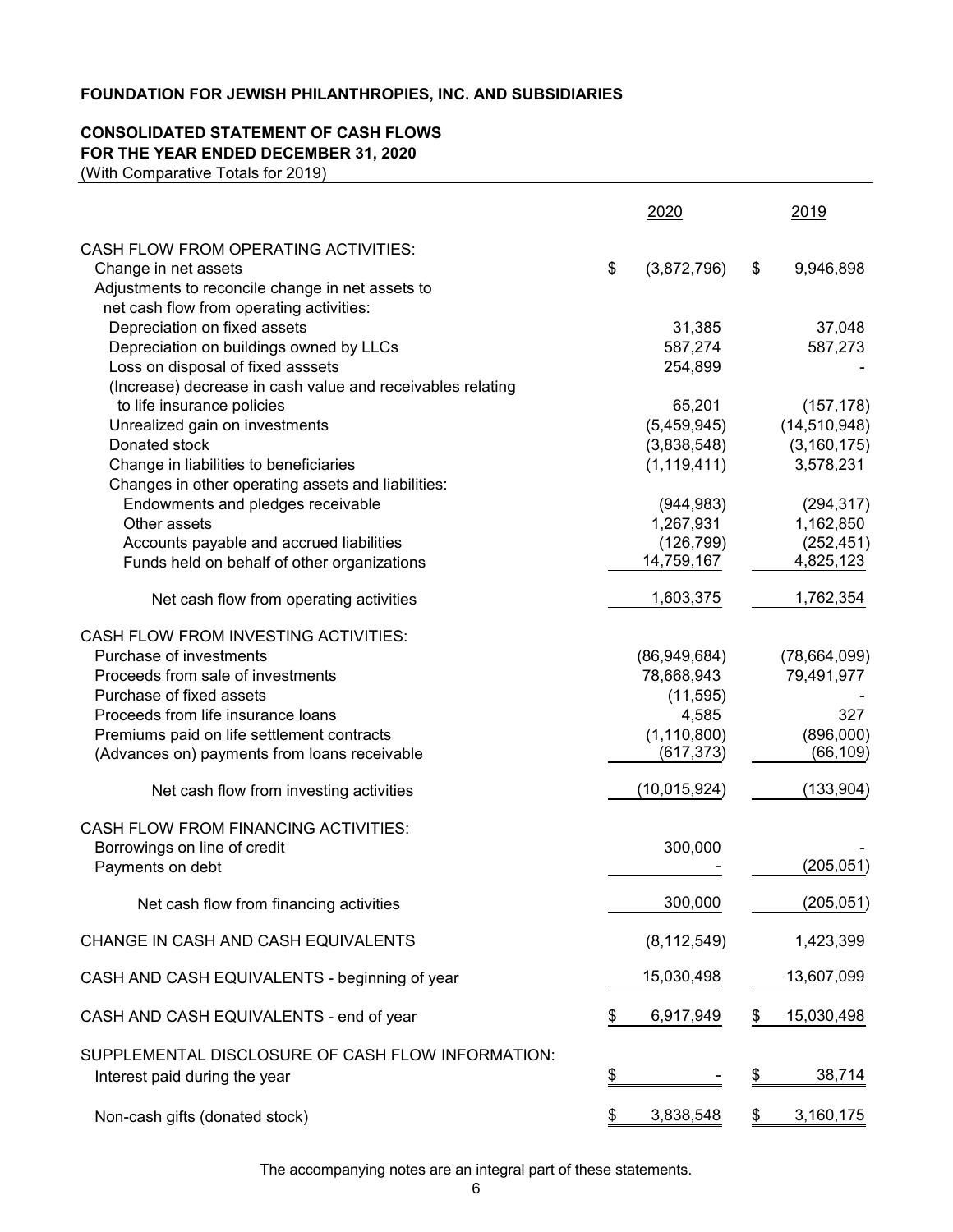# FOUNDATION FOR JEWISH PHILANTHROPIES, INC. AND SUBSIDIARIES

## CONSOLIDATED STATEMENT OF CASH FLOWS
## FOR THE YEAR ENDED DECEMBER 31, 2020

(With Comparative Totals for 2019)

| | 2020 | 2019 |
|---|---|---|
| CASH FLOW FROM OPERATING ACTIVITIES: | | |
| Change in net assets | $ (3,872,796) | $ 9,946,898 |
| Adjustments to reconcile change in net assets to net cash flow from operating activities: | | |
| Depreciation on fixed assets | 31,385 | 37,048 |
| Depreciation on buildings owned by LLCs | 587,274 | 587,273 |
| Loss on disposal of fixed asssets | 254,899 | - |
| (Increase) decrease in cash value and receivables relating to life insurance policies | 65,201 | (157,178) |
| Unrealized gain on investments | (5,459,945) | (14,510,948) |
| Donated stock | (3,838,548) | (3,160,175) |
| Change in liabilities to beneficiaries | (1,119,411) | 3,578,231 |
| Changes in other operating assets and liabilities: | | |
| Endowments and pledges receivable | (944,983) | (294,317) |
| Other assets | 1,267,931 | 1,162,850 |
| Accounts payable and accrued liabilities | (126,799) | (252,451) |
| Funds held on behalf of other organizations | 14,759,167 | 4,825,123 |
| Net cash flow from operating activities | 1,603,375 | 1,762,354 |
| CASH FLOW FROM INVESTING ACTIVITIES: | | |
| Purchase of investments | (86,949,684) | (78,664,099) |
| Proceeds from sale of investments | 78,668,943 | 79,491,977 |
| Purchase of fixed assets | (11,595) | - |
| Proceeds from life insurance loans | 4,585 | 327 |
| Premiums paid on life settlement contracts | (1,110,800) | (896,000) |
| (Advances on) payments from loans receivable | (617,373) | (66,109) |
| Net cash flow from investing activities | (10,015,924) | (133,904) |
| CASH FLOW FROM FINANCING ACTIVITIES: | | |
| Borrowings on line of credit | 300,000 | - |
| Payments on debt | - | (205,051) |
| Net cash flow from financing activities | 300,000 | (205,051) |
| CHANGE IN CASH AND CASH EQUIVALENTS | (8,112,549) | 1,423,399 |
| CASH AND CASH EQUIVALENTS - beginning of year | 15,030,498 | 13,607,099 |
| CASH AND CASH EQUIVALENTS - end of year | $ 6,917,949 | $ 15,030,498 |
| SUPPLEMENTAL DISCLOSURE OF CASH FLOW INFORMATION: | | |
| Interest paid during the year | $ - | $ 38,714 |
| Non-cash gifts (donated stock) | $ 3,838,548 | $ 3,160,175 |

The accompanying notes are an integral part of these statements.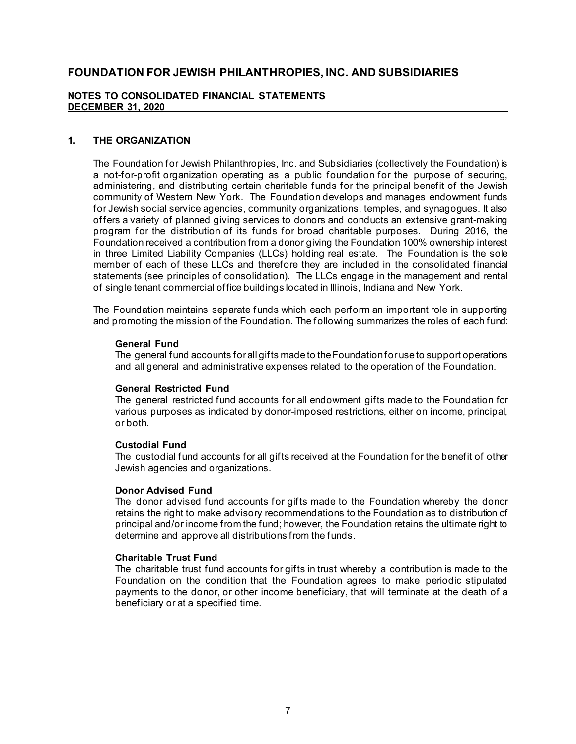# FOUNDATION FOR JEWISH PHILANTHROPIES, INC. AND SUBSIDIARIES

**NOTES TO CONSOLIDATED FINANCIAL STATEMENTS**
**DECEMBER 31, 2020**

## 1. THE ORGANIZATION

The Foundation for Jewish Philanthropies, Inc. and Subsidiaries (collectively the Foundation) is a not-for-profit organization operating as a public foundation for the purpose of securing, administering, and distributing certain charitable funds for the principal benefit of the Jewish community of Western New York. The Foundation develops and manages endowment funds for Jewish social service agencies, community organizations, temples, and synagogues. It also offers a variety of planned giving services to donors and conducts an extensive grant-making program for the distribution of its funds for broad charitable purposes. During 2016, the Foundation received a contribution from a donor giving the Foundation 100% ownership interest in three Limited Liability Companies (LLCs) holding real estate. The Foundation is the sole member of each of these LLCs and therefore they are included in the consolidated financial statements (see principles of consolidation). The LLCs engage in the management and rental of single tenant commercial office buildings located in Illinois, Indiana and New York.

The Foundation maintains separate funds which each perform an important role in supporting and promoting the mission of the Foundation. The following summarizes the roles of each fund:

**General Fund**
The general fund accounts for all gifts made to the Foundation for use to support operations and all general and administrative expenses related to the operation of the Foundation.

**General Restricted Fund**
The general restricted fund accounts for all endowment gifts made to the Foundation for various purposes as indicated by donor-imposed restrictions, either on income, principal, or both.

**Custodial Fund**
The custodial fund accounts for all gifts received at the Foundation for the benefit of other Jewish agencies and organizations.

**Donor Advised Fund**
The donor advised fund accounts for gifts made to the Foundation whereby the donor retains the right to make advisory recommendations to the Foundation as to distribution of principal and/or income from the fund; however, the Foundation retains the ultimate right to determine and approve all distributions from the funds.

**Charitable Trust Fund**
The charitable trust fund accounts for gifts in trust whereby a contribution is made to the Foundation on the condition that the Foundation agrees to make periodic stipulated payments to the donor, or other income beneficiary, that will terminate at the death of a beneficiary or at a specified time.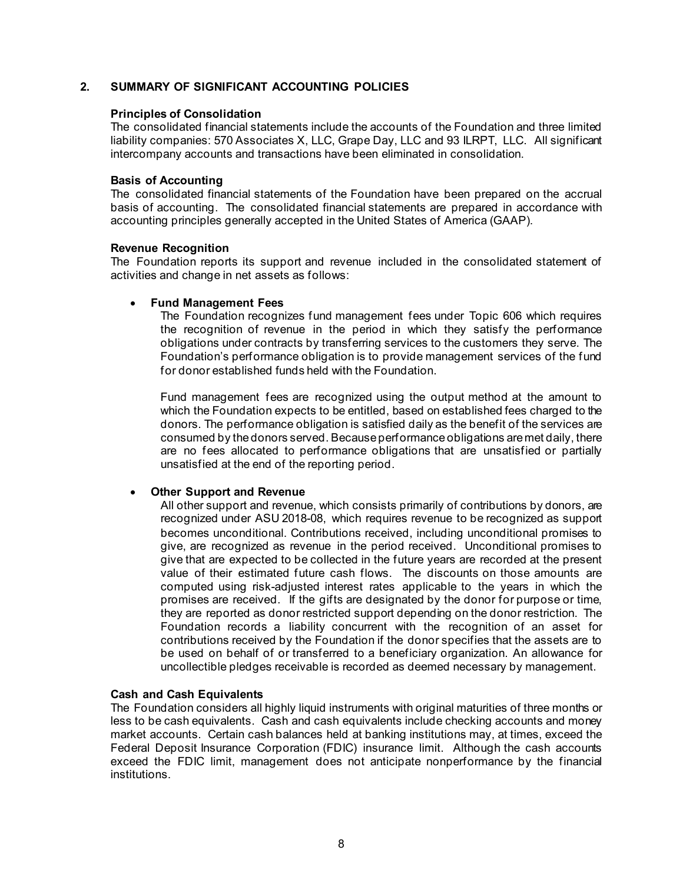## 2. SUMMARY OF SIGNIFICANT ACCOUNTING POLICIES

### Principles of Consolidation

The consolidated financial statements include the accounts of the Foundation and three limited liability companies: 570 Associates X, LLC, Grape Day, LLC and 93 ILRPT, LLC. All significant intercompany accounts and transactions have been eliminated in consolidation.

### Basis of Accounting

The consolidated financial statements of the Foundation have been prepared on the accrual basis of accounting. The consolidated financial statements are prepared in accordance with accounting principles generally accepted in the United States of America (GAAP).

### Revenue Recognition

The Foundation reports its support and revenue included in the consolidated statement of activities and change in net assets as follows:

- **Fund Management Fees**

  The Foundation recognizes fund management fees under Topic 606 which requires the recognition of revenue in the period in which they satisfy the performance obligations under contracts by transferring services to the customers they serve. The Foundation's performance obligation is to provide management services of the fund for donor established funds held with the Foundation.

  Fund management fees are recognized using the output method at the amount to which the Foundation expects to be entitled, based on established fees charged to the donors. The performance obligation is satisfied daily as the benefit of the services are consumed by the donors served. Because performance obligations are met daily, there are no fees allocated to performance obligations that are unsatisfied or partially unsatisfied at the end of the reporting period.

- **Other Support and Revenue**

  All other support and revenue, which consists primarily of contributions by donors, are recognized under ASU 2018-08, which requires revenue to be recognized as support becomes unconditional. Contributions received, including unconditional promises to give, are recognized as revenue in the period received. Unconditional promises to give that are expected to be collected in the future years are recorded at the present value of their estimated future cash flows. The discounts on those amounts are computed using risk-adjusted interest rates applicable to the years in which the promises are received. If the gifts are designated by the donor for purpose or time, they are reported as donor restricted support depending on the donor restriction. The Foundation records a liability concurrent with the recognition of an asset for contributions received by the Foundation if the donor specifies that the assets are to be used on behalf of or transferred to a beneficiary organization. An allowance for uncollectible pledges receivable is recorded as deemed necessary by management.

### Cash and Cash Equivalents

The Foundation considers all highly liquid instruments with original maturities of three months or less to be cash equivalents. Cash and cash equivalents include checking accounts and money market accounts. Certain cash balances held at banking institutions may, at times, exceed the Federal Deposit Insurance Corporation (FDIC) insurance limit. Although the cash accounts exceed the FDIC limit, management does not anticipate nonperformance by the financial institutions.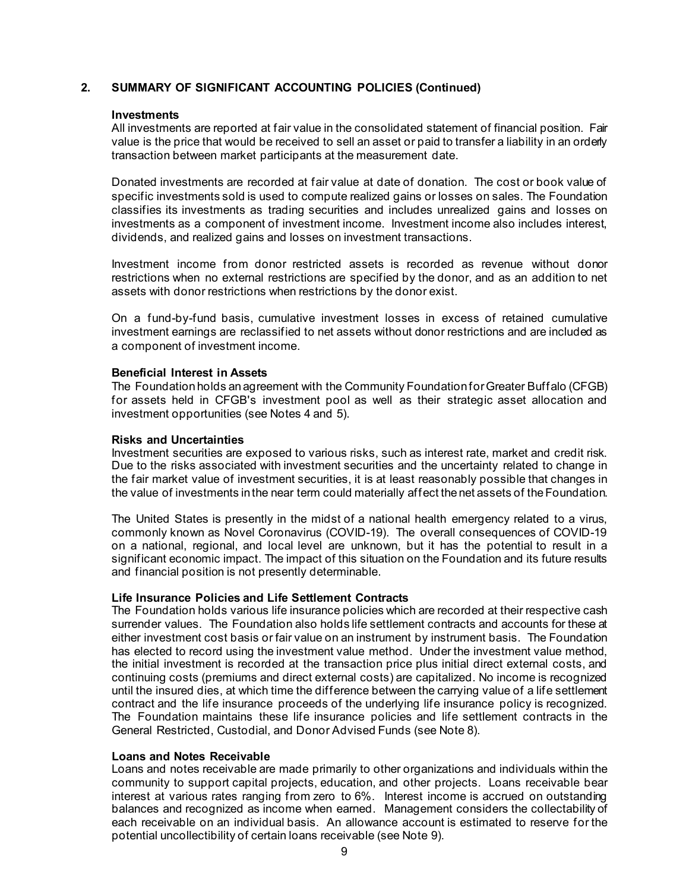## 2. SUMMARY OF SIGNIFICANT ACCOUNTING POLICIES (Continued)

### Investments

All investments are reported at fair value in the consolidated statement of financial position. Fair value is the price that would be received to sell an asset or paid to transfer a liability in an orderly transaction between market participants at the measurement date.

Donated investments are recorded at fair value at date of donation. The cost or book value of specific investments sold is used to compute realized gains or losses on sales. The Foundation classifies its investments as trading securities and includes unrealized gains and losses on investments as a component of investment income. Investment income also includes interest, dividends, and realized gains and losses on investment transactions.

Investment income from donor restricted assets is recorded as revenue without donor restrictions when no external restrictions are specified by the donor, and as an addition to net assets with donor restrictions when restrictions by the donor exist.

On a fund-by-fund basis, cumulative investment losses in excess of retained cumulative investment earnings are reclassified to net assets without donor restrictions and are included as a component of investment income.

### Beneficial Interest in Assets

The Foundation holds an agreement with the Community Foundation for Greater Buffalo (CFGB) for assets held in CFGB's investment pool as well as their strategic asset allocation and investment opportunities (see Notes 4 and 5).

### Risks and Uncertainties

Investment securities are exposed to various risks, such as interest rate, market and credit risk. Due to the risks associated with investment securities and the uncertainty related to change in the fair market value of investment securities, it is at least reasonably possible that changes in the value of investments in the near term could materially affect the net assets of the Foundation.

The United States is presently in the midst of a national health emergency related to a virus, commonly known as Novel Coronavirus (COVID-19). The overall consequences of COVID-19 on a national, regional, and local level are unknown, but it has the potential to result in a significant economic impact. The impact of this situation on the Foundation and its future results and financial position is not presently determinable.

### Life Insurance Policies and Life Settlement Contracts

The Foundation holds various life insurance policies which are recorded at their respective cash surrender values. The Foundation also holds life settlement contracts and accounts for these at either investment cost basis or fair value on an instrument by instrument basis. The Foundation has elected to record using the investment value method. Under the investment value method, the initial investment is recorded at the transaction price plus initial direct external costs, and continuing costs (premiums and direct external costs) are capitalized. No income is recognized until the insured dies, at which time the difference between the carrying value of a life settlement contract and the life insurance proceeds of the underlying life insurance policy is recognized. The Foundation maintains these life insurance policies and life settlement contracts in the General Restricted, Custodial, and Donor Advised Funds (see Note 8).

### Loans and Notes Receivable

Loans and notes receivable are made primarily to other organizations and individuals within the community to support capital projects, education, and other projects. Loans receivable bear interest at various rates ranging from zero to 6%. Interest income is accrued on outstanding balances and recognized as income when earned. Management considers the collectability of each receivable on an individual basis. An allowance account is estimated to reserve for the potential uncollectibility of certain loans receivable (see Note 9).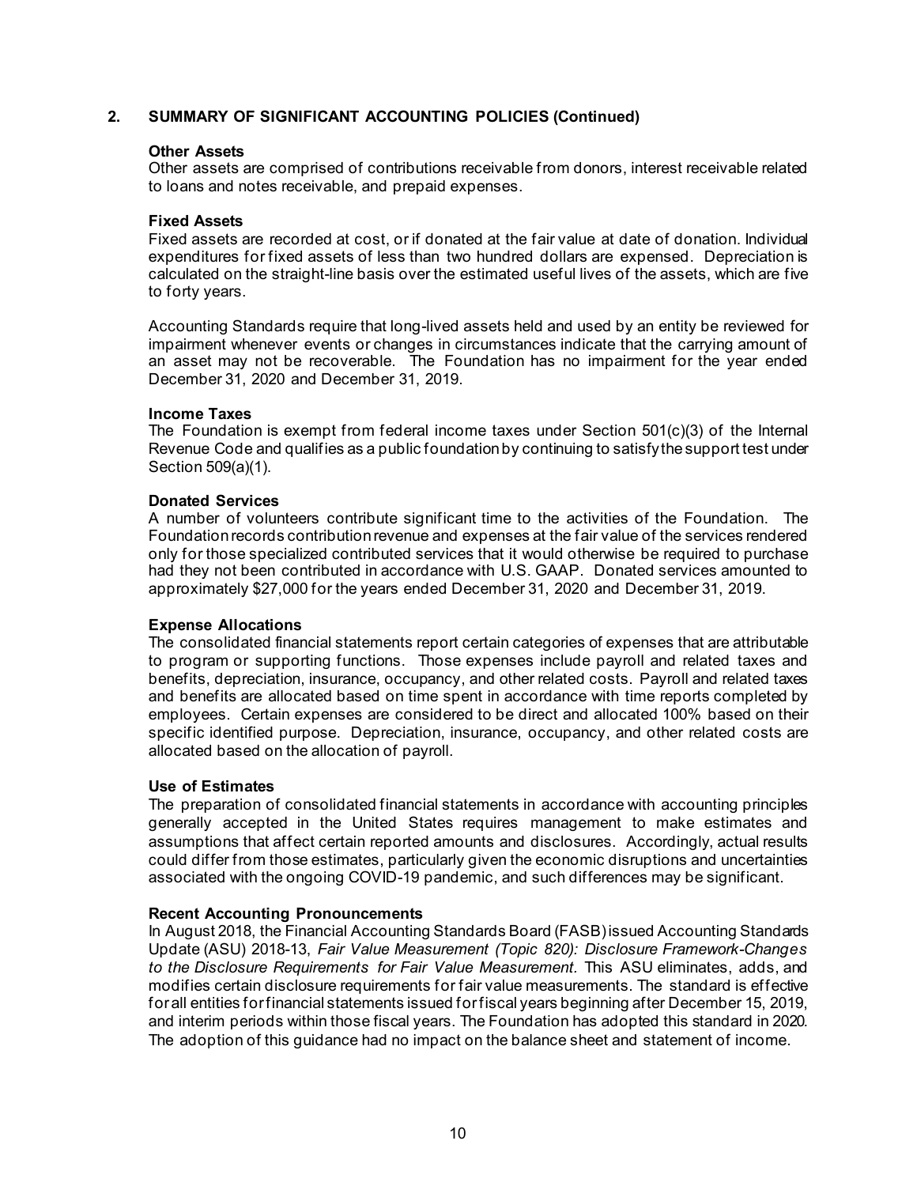## 2. SUMMARY OF SIGNIFICANT ACCOUNTING POLICIES (Continued)

### Other Assets

Other assets are comprised of contributions receivable from donors, interest receivable related to loans and notes receivable, and prepaid expenses.

### Fixed Assets

Fixed assets are recorded at cost, or if donated at the fair value at date of donation. Individual expenditures for fixed assets of less than two hundred dollars are expensed. Depreciation is calculated on the straight-line basis over the estimated useful lives of the assets, which are five to forty years.

Accounting Standards require that long-lived assets held and used by an entity be reviewed for impairment whenever events or changes in circumstances indicate that the carrying amount of an asset may not be recoverable. The Foundation has no impairment for the year ended December 31, 2020 and December 31, 2019.

### Income Taxes

The Foundation is exempt from federal income taxes under Section 501(c)(3) of the Internal Revenue Code and qualifies as a public foundation by continuing to satisfy the support test under Section 509(a)(1).

### Donated Services

A number of volunteers contribute significant time to the activities of the Foundation. The Foundation records contribution revenue and expenses at the fair value of the services rendered only for those specialized contributed services that it would otherwise be required to purchase had they not been contributed in accordance with U.S. GAAP. Donated services amounted to approximately $27,000 for the years ended December 31, 2020 and December 31, 2019.

### Expense Allocations

The consolidated financial statements report certain categories of expenses that are attributable to program or supporting functions. Those expenses include payroll and related taxes and benefits, depreciation, insurance, occupancy, and other related costs. Payroll and related taxes and benefits are allocated based on time spent in accordance with time reports completed by employees. Certain expenses are considered to be direct and allocated 100% based on their specific identified purpose. Depreciation, insurance, occupancy, and other related costs are allocated based on the allocation of payroll.

### Use of Estimates

The preparation of consolidated financial statements in accordance with accounting principles generally accepted in the United States requires management to make estimates and assumptions that affect certain reported amounts and disclosures. Accordingly, actual results could differ from those estimates, particularly given the economic disruptions and uncertainties associated with the ongoing COVID-19 pandemic, and such differences may be significant.

### Recent Accounting Pronouncements

In August 2018, the Financial Accounting Standards Board (FASB) issued Accounting Standards Update (ASU) 2018-13, *Fair Value Measurement (Topic 820): Disclosure Framework-Changes to the Disclosure Requirements for Fair Value Measurement.* This ASU eliminates, adds, and modifies certain disclosure requirements for fair value measurements. The standard is effective for all entities for financial statements issued for fiscal years beginning after December 15, 2019, and interim periods within those fiscal years. The Foundation has adopted this standard in 2020. The adoption of this guidance had no impact on the balance sheet and statement of income.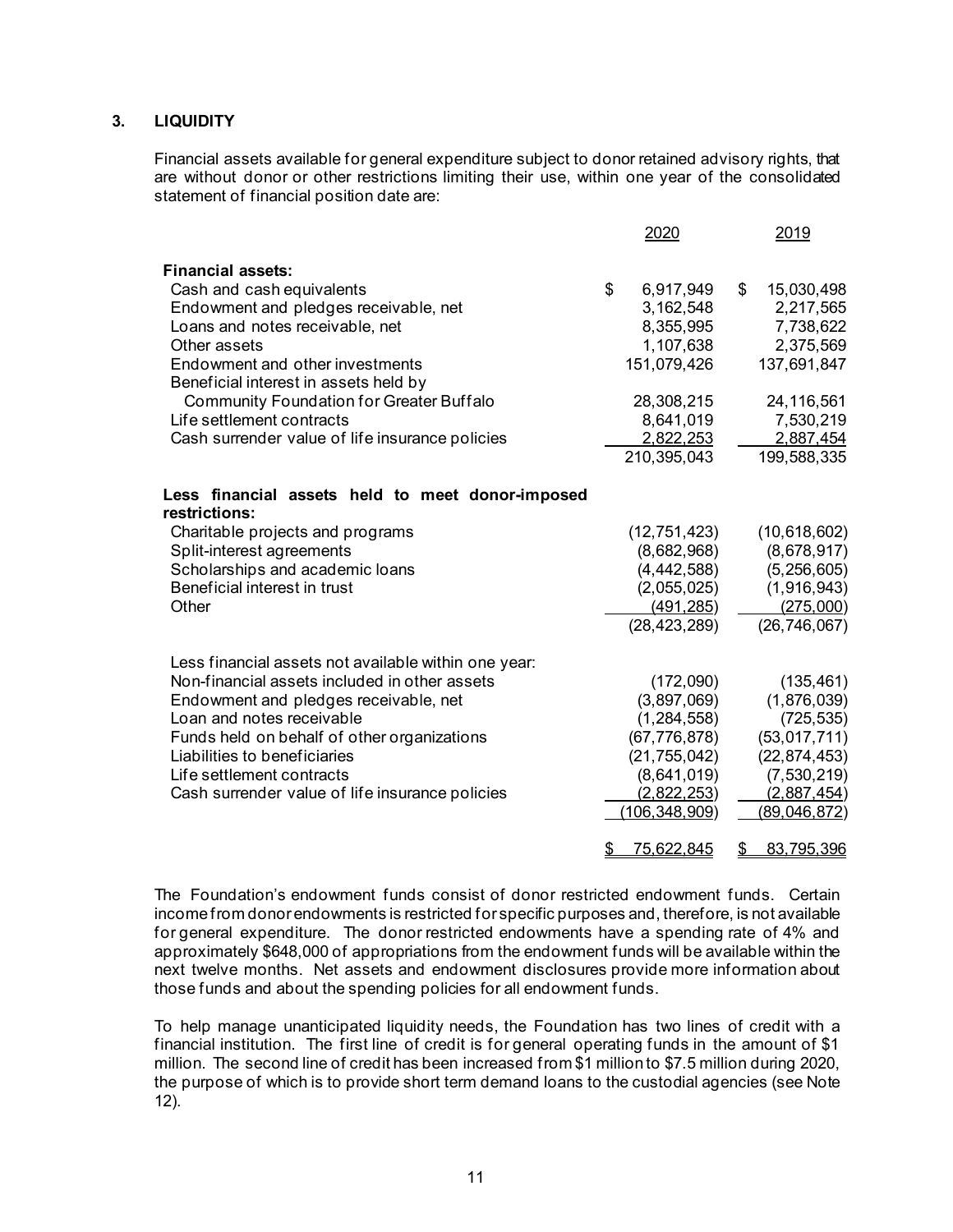## 3. LIQUIDITY

Financial assets available for general expenditure subject to donor retained advisory rights, that are without donor or other restrictions limiting their use, within one year of the consolidated statement of financial position date are:

| | 2020 | 2019 |
|---|---|---|
| **Financial assets:** | | |
| Cash and cash equivalents | $ 6,917,949 | $ 15,030,498 |
| Endowment and pledges receivable, net | 3,162,548 | 2,217,565 |
| Loans and notes receivable, net | 8,355,995 | 7,738,622 |
| Other assets | 1,107,638 | 2,375,569 |
| Endowment and other investments | 151,079,426 | 137,691,847 |
| Beneficial interest in assets held by Community Foundation for Greater Buffalo | 28,308,215 | 24,116,561 |
| Life settlement contracts | 8,641,019 | 7,530,219 |
| Cash surrender value of life insurance policies | 2,822,253 | 2,887,454 |
| | 210,395,043 | 199,588,335 |
| **Less financial assets held to meet donor-imposed restrictions:** | | |
| Charitable projects and programs | (12,751,423) | (10,618,602) |
| Split-interest agreements | (8,682,968) | (8,678,917) |
| Scholarships and academic loans | (4,442,588) | (5,256,605) |
| Beneficial interest in trust | (2,055,025) | (1,916,943) |
| Other | (491,285) | (275,000) |
| | (28,423,289) | (26,746,067) |
| Less financial assets not available within one year: | | |
| Non-financial assets included in other assets | (172,090) | (135,461) |
| Endowment and pledges receivable, net | (3,897,069) | (1,876,039) |
| Loan and notes receivable | (1,284,558) | (725,535) |
| Funds held on behalf of other organizations | (67,776,878) | (53,017,711) |
| Liabilities to beneficiaries | (21,755,042) | (22,874,453) |
| Life settlement contracts | (8,641,019) | (7,530,219) |
| Cash surrender value of life insurance policies | (2,822,253) | (2,887,454) |
| | (106,348,909) | (89,046,872) |
| | $ 75,622,845 | $ 83,795,396 |

The Foundation's endowment funds consist of donor restricted endowment funds. Certain income from donor endowments is restricted for specific purposes and, therefore, is not available for general expenditure. The donor restricted endowments have a spending rate of 4% and approximately $648,000 of appropriations from the endowment funds will be available within the next twelve months. Net assets and endowment disclosures provide more information about those funds and about the spending policies for all endowment funds.

To help manage unanticipated liquidity needs, the Foundation has two lines of credit with a financial institution. The first line of credit is for general operating funds in the amount of $1 million. The second line of credit has been increased from $1 million to $7.5 million during 2020, the purpose of which is to provide short term demand loans to the custodial agencies (see Note 12).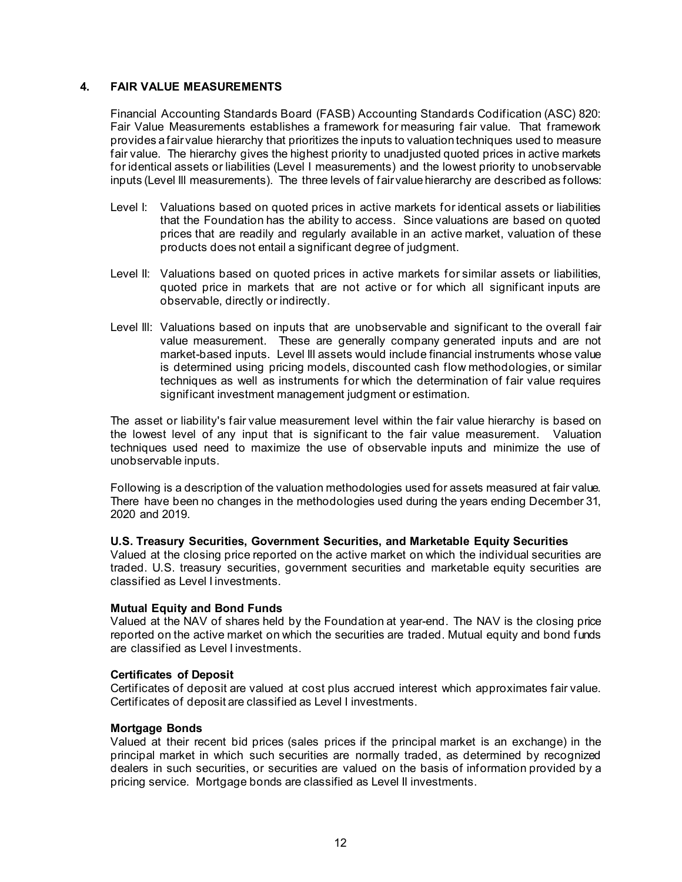## 4. FAIR VALUE MEASUREMENTS

Financial Accounting Standards Board (FASB) Accounting Standards Codification (ASC) 820: Fair Value Measurements establishes a framework for measuring fair value. That framework provides a fair value hierarchy that prioritizes the inputs to valuation techniques used to measure fair value. The hierarchy gives the highest priority to unadjusted quoted prices in active markets for identical assets or liabilities (Level I measurements) and the lowest priority to unobservable inputs (Level III measurements). The three levels of fair value hierarchy are described as follows:

Level I: Valuations based on quoted prices in active markets for identical assets or liabilities that the Foundation has the ability to access. Since valuations are based on quoted prices that are readily and regularly available in an active market, valuation of these products does not entail a significant degree of judgment.

Level II: Valuations based on quoted prices in active markets for similar assets or liabilities, quoted price in markets that are not active or for which all significant inputs are observable, directly or indirectly.

Level III: Valuations based on inputs that are unobservable and significant to the overall fair value measurement. These are generally company generated inputs and are not market-based inputs. Level III assets would include financial instruments whose value is determined using pricing models, discounted cash flow methodologies, or similar techniques as well as instruments for which the determination of fair value requires significant investment management judgment or estimation.

The asset or liability's fair value measurement level within the fair value hierarchy is based on the lowest level of any input that is significant to the fair value measurement. Valuation techniques used need to maximize the use of observable inputs and minimize the use of unobservable inputs.

Following is a description of the valuation methodologies used for assets measured at fair value. There have been no changes in the methodologies used during the years ending December 31, 2020 and 2019.

**U.S. Treasury Securities, Government Securities, and Marketable Equity Securities**
Valued at the closing price reported on the active market on which the individual securities are traded. U.S. treasury securities, government securities and marketable equity securities are classified as Level I investments.

**Mutual Equity and Bond Funds**
Valued at the NAV of shares held by the Foundation at year-end. The NAV is the closing price reported on the active market on which the securities are traded. Mutual equity and bond funds are classified as Level I investments.

**Certificates of Deposit**
Certificates of deposit are valued at cost plus accrued interest which approximates fair value. Certificates of deposit are classified as Level I investments.

**Mortgage Bonds**
Valued at their recent bid prices (sales prices if the principal market is an exchange) in the principal market in which such securities are normally traded, as determined by recognized dealers in such securities, or securities are valued on the basis of information provided by a pricing service. Mortgage bonds are classified as Level II investments.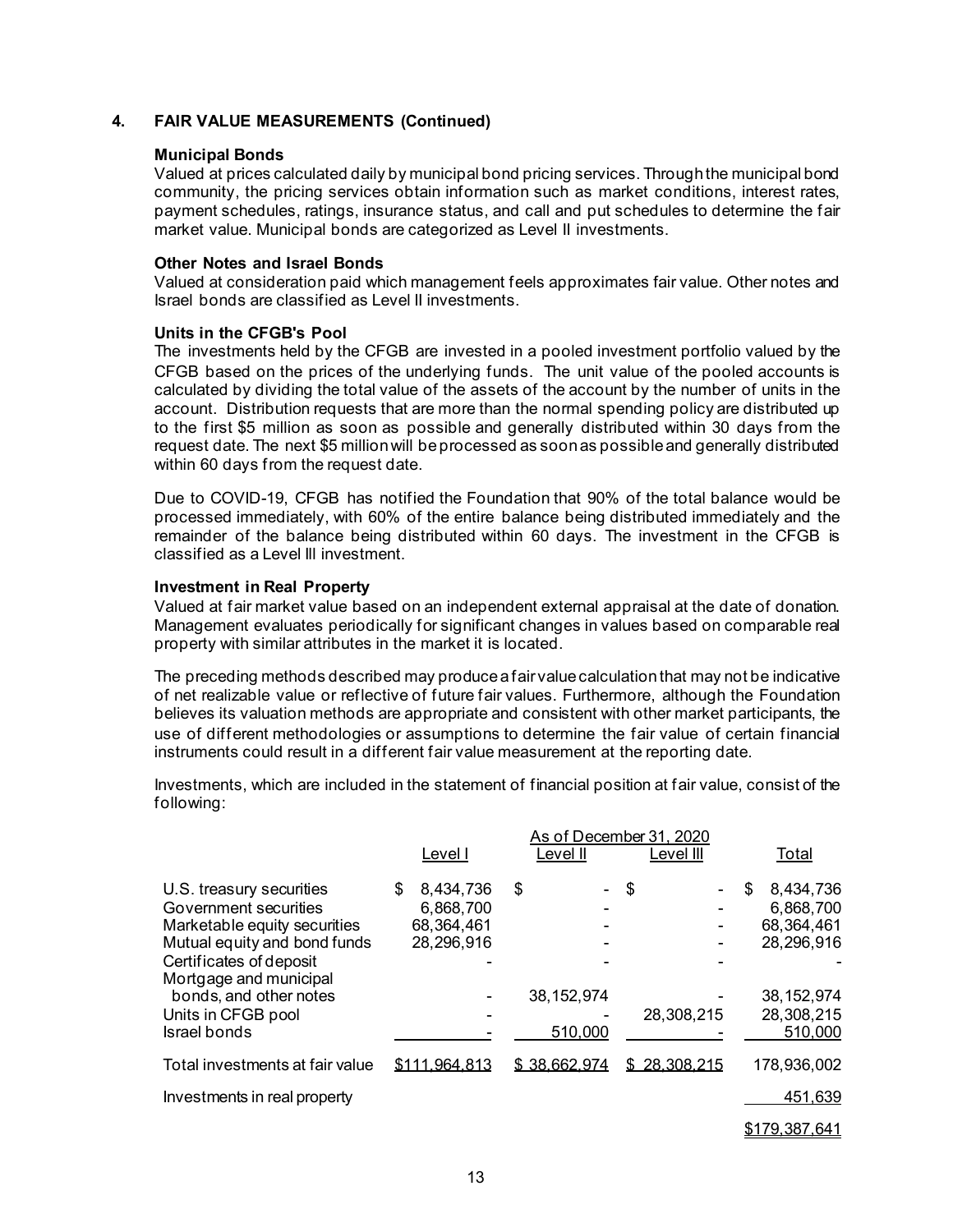## 4. FAIR VALUE MEASUREMENTS (Continued)

**Municipal Bonds**

Valued at prices calculated daily by municipal bond pricing services. Through the municipal bond community, the pricing services obtain information such as market conditions, interest rates, payment schedules, ratings, insurance status, and call and put schedules to determine the fair market value. Municipal bonds are categorized as Level II investments.

**Other Notes and Israel Bonds**

Valued at consideration paid which management feels approximates fair value. Other notes and Israel bonds are classified as Level II investments.

**Units in the CFGB's Pool**

The investments held by the CFGB are invested in a pooled investment portfolio valued by the CFGB based on the prices of the underlying funds. The unit value of the pooled accounts is calculated by dividing the total value of the assets of the account by the number of units in the account. Distribution requests that are more than the normal spending policy are distributed up to the first $5 million as soon as possible and generally distributed within 30 days from the request date. The next $5 million will be processed as soon as possible and generally distributed within 60 days from the request date.

Due to COVID-19, CFGB has notified the Foundation that 90% of the total balance would be processed immediately, with 60% of the entire balance being distributed immediately and the remainder of the balance being distributed within 60 days. The investment in the CFGB is classified as a Level III investment.

**Investment in Real Property**

Valued at fair market value based on an independent external appraisal at the date of donation. Management evaluates periodically for significant changes in values based on comparable real property with similar attributes in the market it is located.

The preceding methods described may produce a fair value calculation that may not be indicative of net realizable value or reflective of future fair values. Furthermore, although the Foundation believes its valuation methods are appropriate and consistent with other market participants, the use of different methodologies or assumptions to determine the fair value of certain financial instruments could result in a different fair value measurement at the reporting date.

Investments, which are included in the statement of financial position at fair value, consist of the following:

| | As of December 31, 2020 | | | |
|---|---|---|---|---|
| | Level I | Level II | Level III | Total |
| U.S. treasury securities | $ 8,434,736 | $ - | $ - | $ 8,434,736 |
| Government securities | 6,868,700 | - | - | 6,868,700 |
| Marketable equity securities | 68,364,461 | - | - | 68,364,461 |
| Mutual equity and bond funds | 28,296,916 | - | - | 28,296,916 |
| Certificates of deposit | - | - | - | - |
| Mortgage and municipal bonds, and other notes | - | 38,152,974 | - | 38,152,974 |
| Units in CFGB pool | - | - | 28,308,215 | 28,308,215 |
| Israel bonds | - | 510,000 | - | 510,000 |
| Total investments at fair value | $111,964,813 | $ 38,662,974 | $ 28,308,215 | 178,936,002 |
| Investments in real property | | | | 451,639 |
| | | | | $179,387,641 |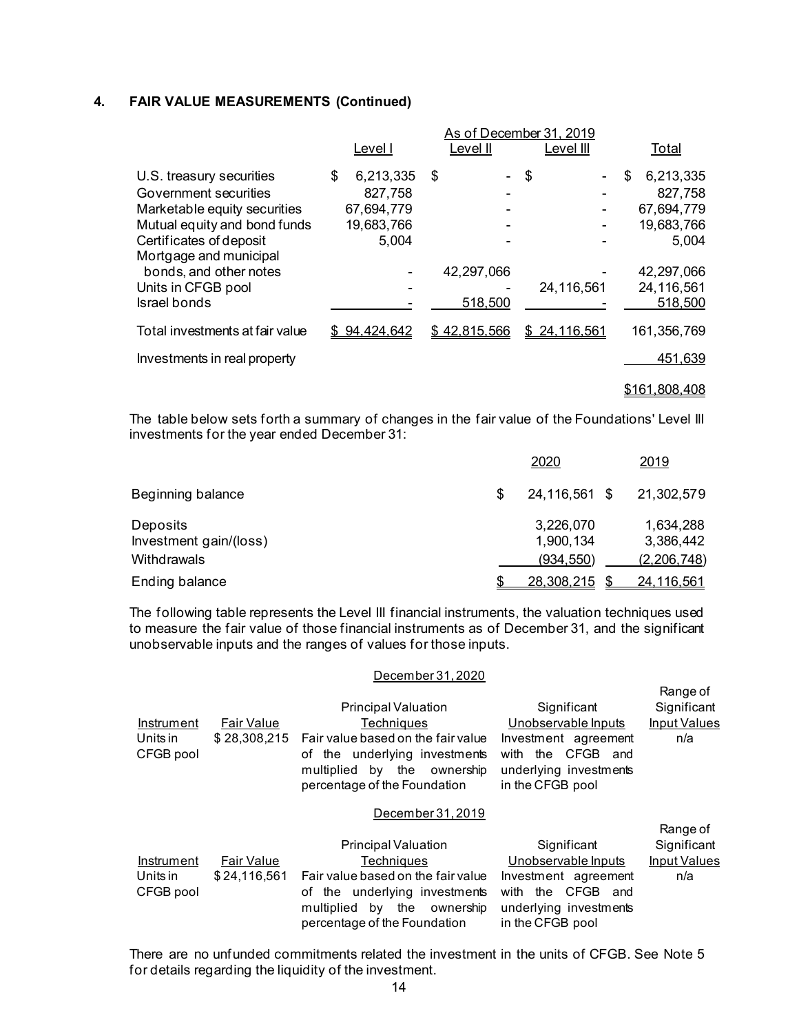## 4. FAIR VALUE MEASUREMENTS (Continued)

| | As of December 31, 2019 | | | |
|---|---|---|---|---|
| | Level I | Level II | Level III | Total |
| U.S. treasury securities | $ 6,213,335 | $ - | $ - | $ 6,213,335 |
| Government securities | 827,758 | - | - | 827,758 |
| Marketable equity securities | 67,694,779 | - | - | 67,694,779 |
| Mutual equity and bond funds | 19,683,766 | - | - | 19,683,766 |
| Certificates of deposit | 5,004 | - | - | 5,004 |
| Mortgage and municipal bonds, and other notes | - | 42,297,066 | - | 42,297,066 |
| Units in CFGB pool | - | - | 24,116,561 | 24,116,561 |
| Israel bonds | - | 518,500 | - | 518,500 |
| Total investments at fair value | $ 94,424,642 | $ 42,815,566 | $ 24,116,561 | 161,356,769 |
| Investments in real property | | | | 451,639 |
| | | | | $161,808,408 |

The table below sets forth a summary of changes in the fair value of the Foundations' Level III investments for the year ended December 31:

| | 2020 | 2019 |
|---|---|---|
| Beginning balance | $ 24,116,561 | $ 21,302,579 |
| Deposits | 3,226,070 | 1,634,288 |
| Investment gain/(loss) | 1,900,134 | 3,386,442 |
| Withdrawals | (934,550) | (2,206,748) |
| Ending balance | $ 28,308,215 | $ 24,116,561 |

The following table represents the Level III financial instruments, the valuation techniques used to measure the fair value of those financial instruments as of December 31, and the significant unobservable inputs and the ranges of values for those inputs.

December 31, 2020

| Instrument | Fair Value | Principal Valuation Techniques | Significant Unobservable Inputs | Range of Significant Input Values |
|---|---|---|---|---|
| Units in CFGB pool | $ 28,308,215 | Fair value based on the fair value of the underlying investments multiplied by the ownership percentage of the Foundation | Investment agreement with the CFGB and underlying investments in the CFGB pool | n/a |

December 31, 2019

| Instrument | Fair Value | Principal Valuation Techniques | Significant Unobservable Inputs | Range of Significant Input Values |
|---|---|---|---|---|
| Units in CFGB pool | $ 24,116,561 | Fair value based on the fair value of the underlying investments multiplied by the ownership percentage of the Foundation | Investment agreement with the CFGB and underlying investments in the CFGB pool | n/a |

There are no unfunded commitments related the investment in the units of CFGB. See Note 5 for details regarding the liquidity of the investment.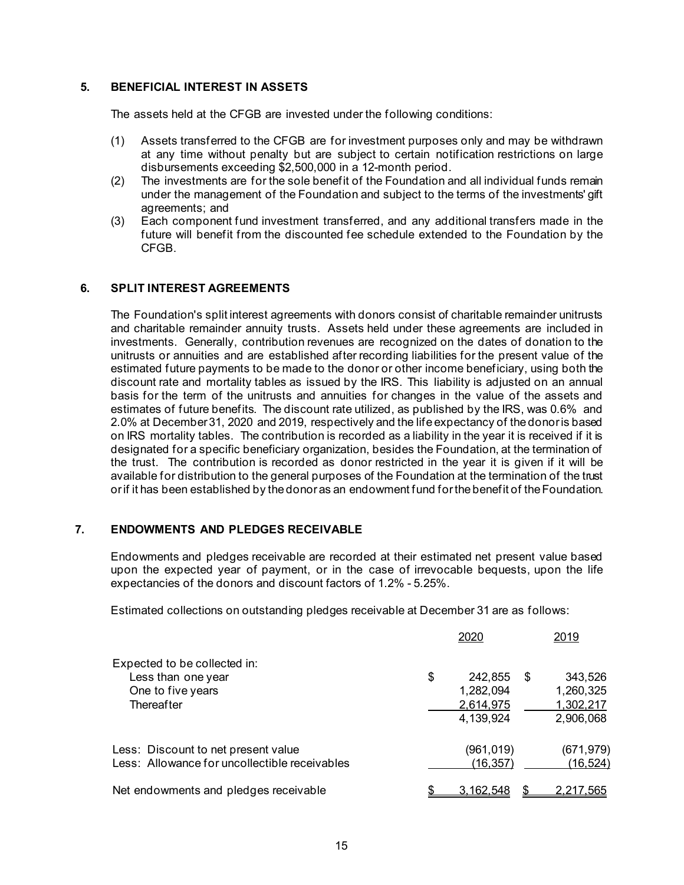## 5. BENEFICIAL INTEREST IN ASSETS

The assets held at the CFGB are invested under the following conditions:

(1) Assets transferred to the CFGB are for investment purposes only and may be withdrawn at any time without penalty but are subject to certain notification restrictions on large disbursements exceeding $2,500,000 in a 12-month period.
(2) The investments are for the sole benefit of the Foundation and all individual funds remain under the management of the Foundation and subject to the terms of the investments' gift agreements; and
(3) Each component fund investment transferred, and any additional transfers made in the future will benefit from the discounted fee schedule extended to the Foundation by the CFGB.

## 6. SPLIT INTEREST AGREEMENTS

The Foundation's split interest agreements with donors consist of charitable remainder unitrusts and charitable remainder annuity trusts. Assets held under these agreements are included in investments. Generally, contribution revenues are recognized on the dates of donation to the unitrusts or annuities and are established after recording liabilities for the present value of the estimated future payments to be made to the donor or other income beneficiary, using both the discount rate and mortality tables as issued by the IRS. This liability is adjusted on an annual basis for the term of the unitrusts and annuities for changes in the value of the assets and estimates of future benefits. The discount rate utilized, as published by the IRS, was 0.6% and 2.0% at December 31, 2020 and 2019, respectively and the life expectancy of the donor is based on IRS mortality tables. The contribution is recorded as a liability in the year it is received if it is designated for a specific beneficiary organization, besides the Foundation, at the termination of the trust. The contribution is recorded as donor restricted in the year it is given if it will be available for distribution to the general purposes of the Foundation at the termination of the trust or if it has been established by the donor as an endowment fund for the benefit of the Foundation.

## 7. ENDOWMENTS AND PLEDGES RECEIVABLE

Endowments and pledges receivable are recorded at their estimated net present value based upon the expected year of payment, or in the case of irrevocable bequests, upon the life expectancies of the donors and discount factors of 1.2% - 5.25%.

Estimated collections on outstanding pledges receivable at December 31 are as follows:

| | 2020 | 2019 |
|---|---|---|
| Expected to be collected in: | | |
| Less than one year | $ 242,855 | $ 343,526 |
| One to five years | 1,282,094 | 1,260,325 |
| Thereafter | 2,614,975 | 1,302,217 |
| | 4,139,924 | 2,906,068 |
| Less: Discount to net present value | (961,019) | (671,979) |
| Less: Allowance for uncollectible receivables | (16,357) | (16,524) |
| Net endowments and pledges receivable | $ 3,162,548 | $ 2,217,565 |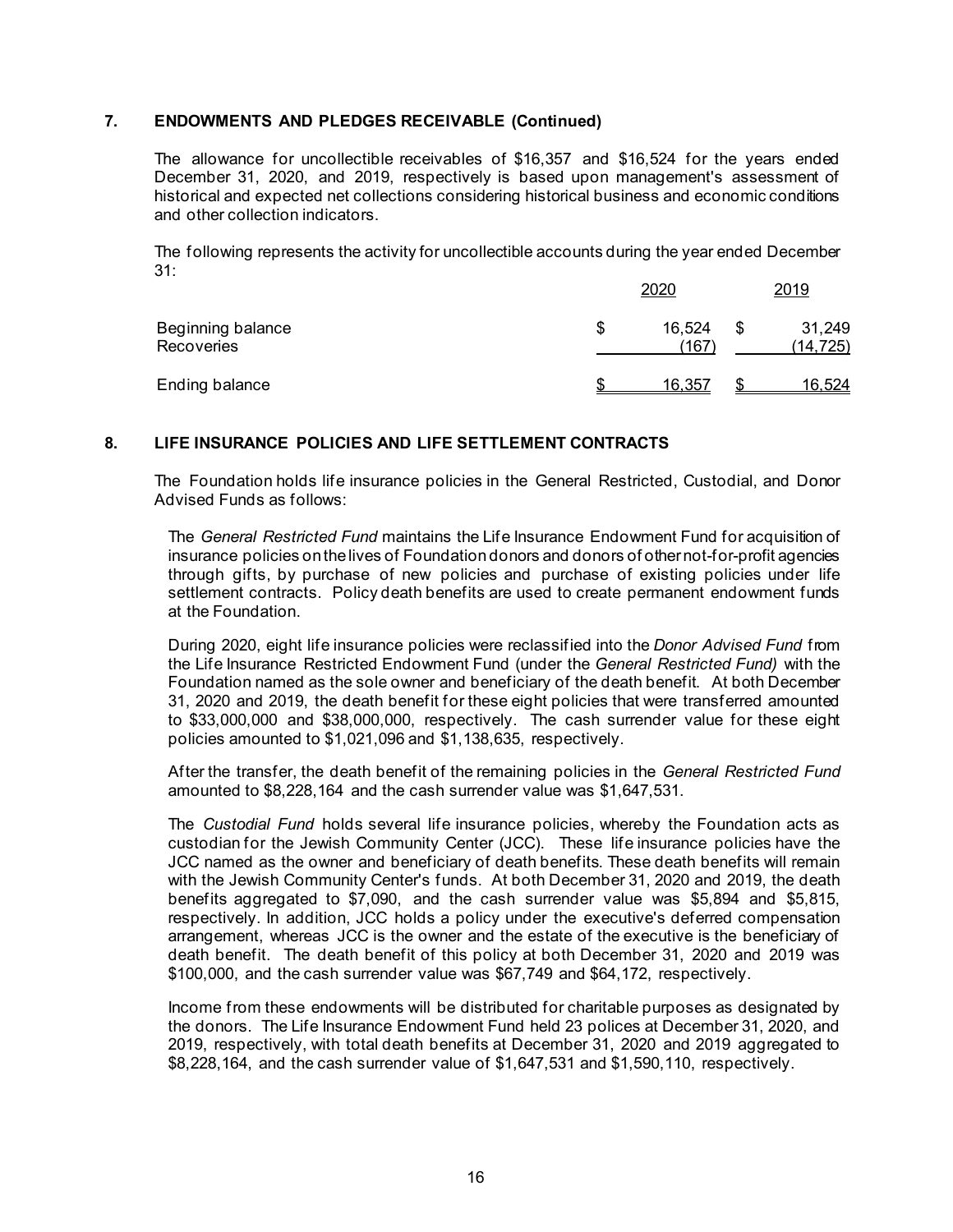## 7. ENDOWMENTS AND PLEDGES RECEIVABLE (Continued)

The allowance for uncollectible receivables of $16,357 and $16,524 for the years ended December 31, 2020, and 2019, respectively is based upon management's assessment of historical and expected net collections considering historical business and economic conditions and other collection indicators.

The following represents the activity for uncollectible accounts during the year ended December 31:

| | 2020 | 2019 |
|---|---|---|
| Beginning balance | $ 16,524 | $ 31,249 |
| Recoveries | (167) | (14,725) |
| Ending balance | $ 16,357 | $ 16,524 |

## 8. LIFE INSURANCE POLICIES AND LIFE SETTLEMENT CONTRACTS

The Foundation holds life insurance policies in the General Restricted, Custodial, and Donor Advised Funds as follows:

The *General Restricted Fund* maintains the Life Insurance Endowment Fund for acquisition of insurance policies on the lives of Foundation donors and donors of other not-for-profit agencies through gifts, by purchase of new policies and purchase of existing policies under life settlement contracts. Policy death benefits are used to create permanent endowment funds at the Foundation.

During 2020, eight life insurance policies were reclassified into the *Donor Advised Fund* from the Life Insurance Restricted Endowment Fund (under the *General Restricted Fund)* with the Foundation named as the sole owner and beneficiary of the death benefit. At both December 31, 2020 and 2019, the death benefit for these eight policies that were transferred amounted to $33,000,000 and $38,000,000, respectively. The cash surrender value for these eight policies amounted to $1,021,096 and $1,138,635, respectively.

After the transfer, the death benefit of the remaining policies in the *General Restricted Fund* amounted to $8,228,164 and the cash surrender value was $1,647,531.

The *Custodial Fund* holds several life insurance policies, whereby the Foundation acts as custodian for the Jewish Community Center (JCC). These life insurance policies have the JCC named as the owner and beneficiary of death benefits. These death benefits will remain with the Jewish Community Center's funds. At both December 31, 2020 and 2019, the death benefits aggregated to $7,090, and the cash surrender value was $5,894 and $5,815, respectively. In addition, JCC holds a policy under the executive's deferred compensation arrangement, whereas JCC is the owner and the estate of the executive is the beneficiary of death benefit. The death benefit of this policy at both December 31, 2020 and 2019 was $100,000, and the cash surrender value was $67,749 and $64,172, respectively.

Income from these endowments will be distributed for charitable purposes as designated by the donors. The Life Insurance Endowment Fund held 23 polices at December 31, 2020, and 2019, respectively, with total death benefits at December 31, 2020 and 2019 aggregated to $8,228,164, and the cash surrender value of $1,647,531 and $1,590,110, respectively.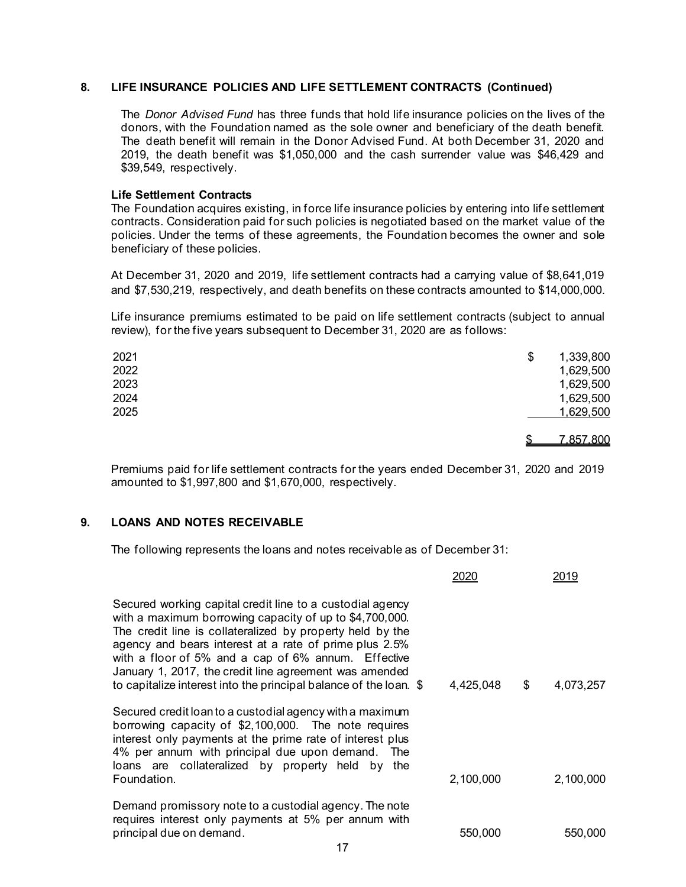## 8. LIFE INSURANCE POLICIES AND LIFE SETTLEMENT CONTRACTS (Continued)

The *Donor Advised Fund* has three funds that hold life insurance policies on the lives of the donors, with the Foundation named as the sole owner and beneficiary of the death benefit. The death benefit will remain in the Donor Advised Fund. At both December 31, 2020 and 2019, the death benefit was $1,050,000 and the cash surrender value was $46,429 and $39,549, respectively.

**Life Settlement Contracts**

The Foundation acquires existing, in force life insurance policies by entering into life settlement contracts. Consideration paid for such policies is negotiated based on the market value of the policies. Under the terms of these agreements, the Foundation becomes the owner and sole beneficiary of these policies.

At December 31, 2020 and 2019, life settlement contracts had a carrying value of $8,641,019 and $7,530,219, respectively, and death benefits on these contracts amounted to $14,000,000.

Life insurance premiums estimated to be paid on life settlement contracts (subject to annual review), for the five years subsequent to December 31, 2020 are as follows:

| | |
|---|---|
| 2021 | $ 1,339,800 |
| 2022 | 1,629,500 |
| 2023 | 1,629,500 |
| 2024 | 1,629,500 |
| 2025 | 1,629,500 |
| | $ 7,857,800 |

Premiums paid for life settlement contracts for the years ended December 31, 2020 and 2019 amounted to $1,997,800 and $1,670,000, respectively.

## 9. LOANS AND NOTES RECEIVABLE

The following represents the loans and notes receivable as of December 31:

| | 2020 | 2019 |
|---|---|---|
| Secured working capital credit line to a custodial agency with a maximum borrowing capacity of up to $4,700,000. The credit line is collateralized by property held by the agency and bears interest at a rate of prime plus 2.5% with a floor of 5% and a cap of 6% annum. Effective January 1, 2017, the credit line agreement was amended to capitalize interest into the principal balance of the loan. | $ 4,425,048 | $ 4,073,257 |
| Secured credit loan to a custodial agency with a maximum borrowing capacity of $2,100,000. The note requires interest only payments at the prime rate of interest plus 4% per annum with principal due upon demand. The loans are collateralized by property held by the Foundation. | 2,100,000 | 2,100,000 |
| Demand promissory note to a custodial agency. The note requires interest only payments at 5% per annum with principal due on demand. | 550,000 | 550,000 |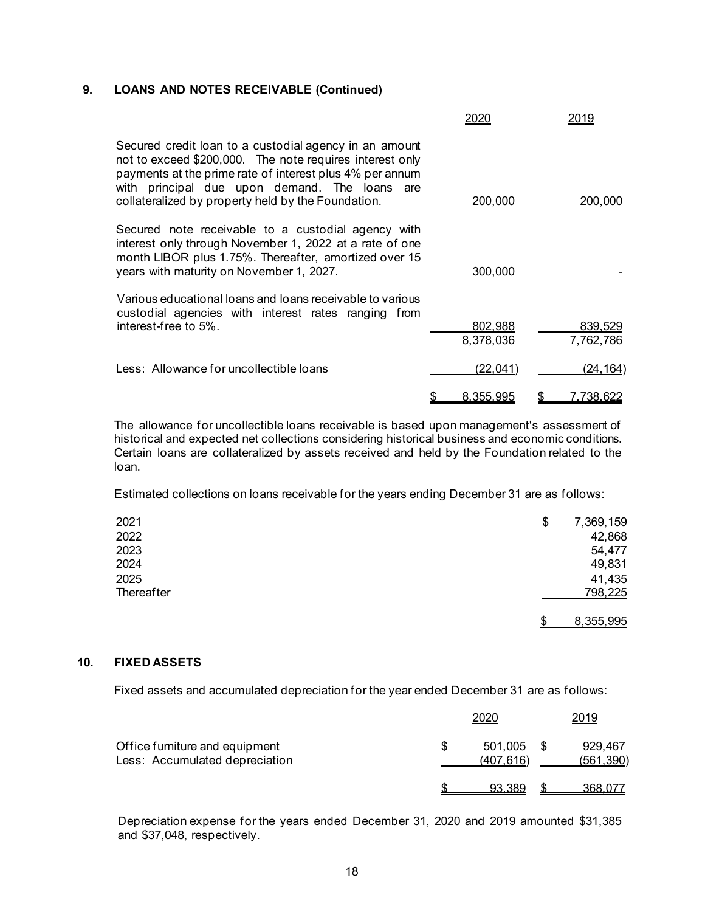## 9. LOANS AND NOTES RECEIVABLE (Continued)

| | 2020 | 2019 |
|---|---|---|
| Secured credit loan to a custodial agency in an amount not to exceed $200,000. The note requires interest only payments at the prime rate of interest plus 4% per annum with principal due upon demand. The loans are collateralized by property held by the Foundation. | 200,000 | 200,000 |
| Secured note receivable to a custodial agency with interest only through November 1, 2022 at a rate of one month LIBOR plus 1.75%. Thereafter, amortized over 15 years with maturity on November 1, 2027. | 300,000 | - |
| Various educational loans and loans receivable to various custodial agencies with interest rates ranging from interest-free to 5%. | 802,988 | 839,529 |
| | 8,378,036 | 7,762,786 |
| Less: Allowance for uncollectible loans | (22,041) | (24,164) |
| | $ 8,355,995 | $ 7,738,622 |

The allowance for uncollectible loans receivable is based upon management's assessment of historical and expected net collections considering historical business and economic conditions. Certain loans are collateralized by assets received and held by the Foundation related to the loan.

Estimated collections on loans receivable for the years ending December 31 are as follows:

| | |
|---|---|
| 2021 | $ 7,369,159 |
| 2022 | 42,868 |
| 2023 | 54,477 |
| 2024 | 49,831 |
| 2025 | 41,435 |
| Thereafter | 798,225 |
| | $ 8,355,995 |

## 10. FIXED ASSETS

Fixed assets and accumulated depreciation for the year ended December 31 are as follows:

| | 2020 | 2019 |
|---|---|---|
| Office furniture and equipment | $ 501,005 | $ 929,467 |
| Less: Accumulated depreciation | (407,616) | (561,390) |
| | $ 93,389 | $ 368,077 |

Depreciation expense for the years ended December 31, 2020 and 2019 amounted $31,385 and $37,048, respectively.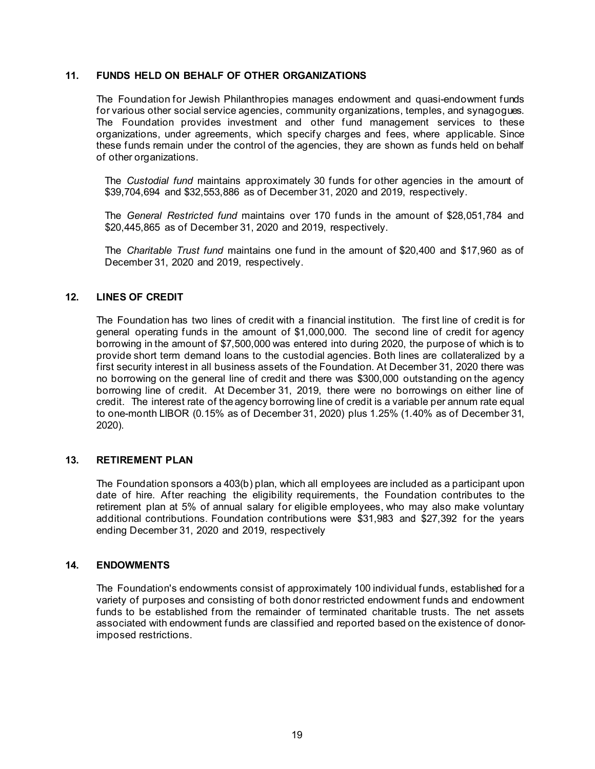## 11. FUNDS HELD ON BEHALF OF OTHER ORGANIZATIONS

The Foundation for Jewish Philanthropies manages endowment and quasi-endowment funds for various other social service agencies, community organizations, temples, and synagogues. The Foundation provides investment and other fund management services to these organizations, under agreements, which specify charges and fees, where applicable. Since these funds remain under the control of the agencies, they are shown as funds held on behalf of other organizations.

The *Custodial fund* maintains approximately 30 funds for other agencies in the amount of $39,704,694 and $32,553,886 as of December 31, 2020 and 2019, respectively.

The *General Restricted fund* maintains over 170 funds in the amount of $28,051,784 and $20,445,865 as of December 31, 2020 and 2019, respectively.

The *Charitable Trust fund* maintains one fund in the amount of $20,400 and $17,960 as of December 31, 2020 and 2019, respectively.

## 12. LINES OF CREDIT

The Foundation has two lines of credit with a financial institution. The first line of credit is for general operating funds in the amount of $1,000,000. The second line of credit for agency borrowing in the amount of $7,500,000 was entered into during 2020, the purpose of which is to provide short term demand loans to the custodial agencies. Both lines are collateralized by a first security interest in all business assets of the Foundation. At December 31, 2020 there was no borrowing on the general line of credit and there was $300,000 outstanding on the agency borrowing line of credit. At December 31, 2019, there were no borrowings on either line of credit. The interest rate of the agency borrowing line of credit is a variable per annum rate equal to one-month LIBOR (0.15% as of December 31, 2020) plus 1.25% (1.40% as of December 31, 2020).

## 13. RETIREMENT PLAN

The Foundation sponsors a 403(b) plan, which all employees are included as a participant upon date of hire. After reaching the eligibility requirements, the Foundation contributes to the retirement plan at 5% of annual salary for eligible employees, who may also make voluntary additional contributions. Foundation contributions were $31,983 and $27,392 for the years ending December 31, 2020 and 2019, respectively

## 14. ENDOWMENTS

The Foundation's endowments consist of approximately 100 individual funds, established for a variety of purposes and consisting of both donor restricted endowment funds and endowment funds to be established from the remainder of terminated charitable trusts. The net assets associated with endowment funds are classified and reported based on the existence of donor-imposed restrictions.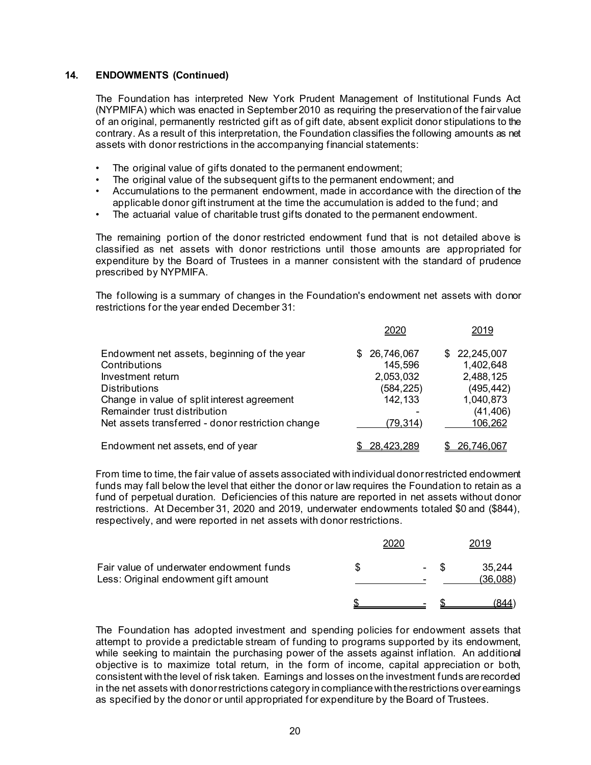## 14. ENDOWMENTS (Continued)

The Foundation has interpreted New York Prudent Management of Institutional Funds Act (NYPMIFA) which was enacted in September 2010 as requiring the preservation of the fair value of an original, permanently restricted gift as of gift date, absent explicit donor stipulations to the contrary. As a result of this interpretation, the Foundation classifies the following amounts as net assets with donor restrictions in the accompanying financial statements:

- The original value of gifts donated to the permanent endowment;
- The original value of the subsequent gifts to the permanent endowment; and
- Accumulations to the permanent endowment, made in accordance with the direction of the applicable donor gift instrument at the time the accumulation is added to the fund; and
- The actuarial value of charitable trust gifts donated to the permanent endowment.

The remaining portion of the donor restricted endowment fund that is not detailed above is classified as net assets with donor restrictions until those amounts are appropriated for expenditure by the Board of Trustees in a manner consistent with the standard of prudence prescribed by NYPMIFA.

The following is a summary of changes in the Foundation's endowment net assets with donor restrictions for the year ended December 31:

| | 2020 | 2019 |
|---|---|---|
| Endowment net assets, beginning of the year | $ 26,746,067 | $ 22,245,007 |
| Contributions | 145,596 | 1,402,648 |
| Investment return | 2,053,032 | 2,488,125 |
| Distributions | (584,225) | (495,442) |
| Change in value of split interest agreement | 142,133 | 1,040,873 |
| Remainder trust distribution | - | (41,406) |
| Net assets transferred - donor restriction change | (79,314) | 106,262 |
| Endowment net assets, end of year | $ 28,423,289 | $ 26,746,067 |

From time to time, the fair value of assets associated with individual donor restricted endowment funds may fall below the level that either the donor or law requires the Foundation to retain as a fund of perpetual duration. Deficiencies of this nature are reported in net assets without donor restrictions. At December 31, 2020 and 2019, underwater endowments totaled $0 and ($844), respectively, and were reported in net assets with donor restrictions.

| | 2020 | 2019 |
|---|---|---|
| Fair value of underwater endowment funds | $ - | $ 35,244 |
| Less: Original endowment gift amount | - | (36,088) |
| | $ - | $ (844) |

The Foundation has adopted investment and spending policies for endowment assets that attempt to provide a predictable stream of funding to programs supported by its endowment, while seeking to maintain the purchasing power of the assets against inflation. An additional objective is to maximize total return, in the form of income, capital appreciation or both, consistent with the level of risk taken. Earnings and losses on the investment funds are recorded in the net assets with donor restrictions category in compliance with the restrictions over earnings as specified by the donor or until appropriated for expenditure by the Board of Trustees.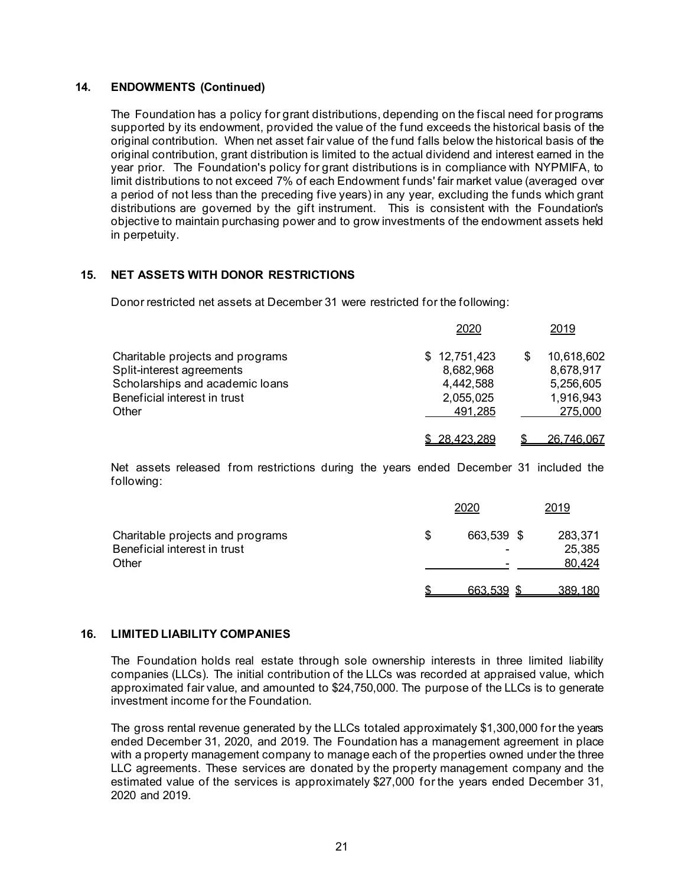## 14. ENDOWMENTS (Continued)

The Foundation has a policy for grant distributions, depending on the fiscal need for programs supported by its endowment, provided the value of the fund exceeds the historical basis of the original contribution. When net asset fair value of the fund falls below the historical basis of the original contribution, grant distribution is limited to the actual dividend and interest earned in the year prior. The Foundation's policy for grant distributions is in compliance with NYPMIFA, to limit distributions to not exceed 7% of each Endowment funds' fair market value (averaged over a period of not less than the preceding five years) in any year, excluding the funds which grant distributions are governed by the gift instrument. This is consistent with the Foundation's objective to maintain purchasing power and to grow investments of the endowment assets held in perpetuity.

## 15. NET ASSETS WITH DONOR RESTRICTIONS

Donor restricted net assets at December 31 were restricted for the following:

| | 2020 | 2019 |
|---|---|---|
| Charitable projects and programs | $ 12,751,423 | $ 10,618,602 |
| Split-interest agreements | 8,682,968 | 8,678,917 |
| Scholarships and academic loans | 4,442,588 | 5,256,605 |
| Beneficial interest in trust | 2,055,025 | 1,916,943 |
| Other | 491,285 | 275,000 |
| | $ 28,423,289 | $ 26,746,067 |

Net assets released from restrictions during the years ended December 31 included the following:

| | 2020 | 2019 |
|---|---|---|
| Charitable projects and programs | $ 663,539 | $ 283,371 |
| Beneficial interest in trust | - | 25,385 |
| Other | - | 80,424 |
| | $ 663,539 | $ 389,180 |

## 16. LIMITED LIABILITY COMPANIES

The Foundation holds real estate through sole ownership interests in three limited liability companies (LLCs). The initial contribution of the LLCs was recorded at appraised value, which approximated fair value, and amounted to $24,750,000. The purpose of the LLCs is to generate investment income for the Foundation.

The gross rental revenue generated by the LLCs totaled approximately $1,300,000 for the years ended December 31, 2020, and 2019. The Foundation has a management agreement in place with a property management company to manage each of the properties owned under the three LLC agreements. These services are donated by the property management company and the estimated value of the services is approximately $27,000 for the years ended December 31, 2020 and 2019.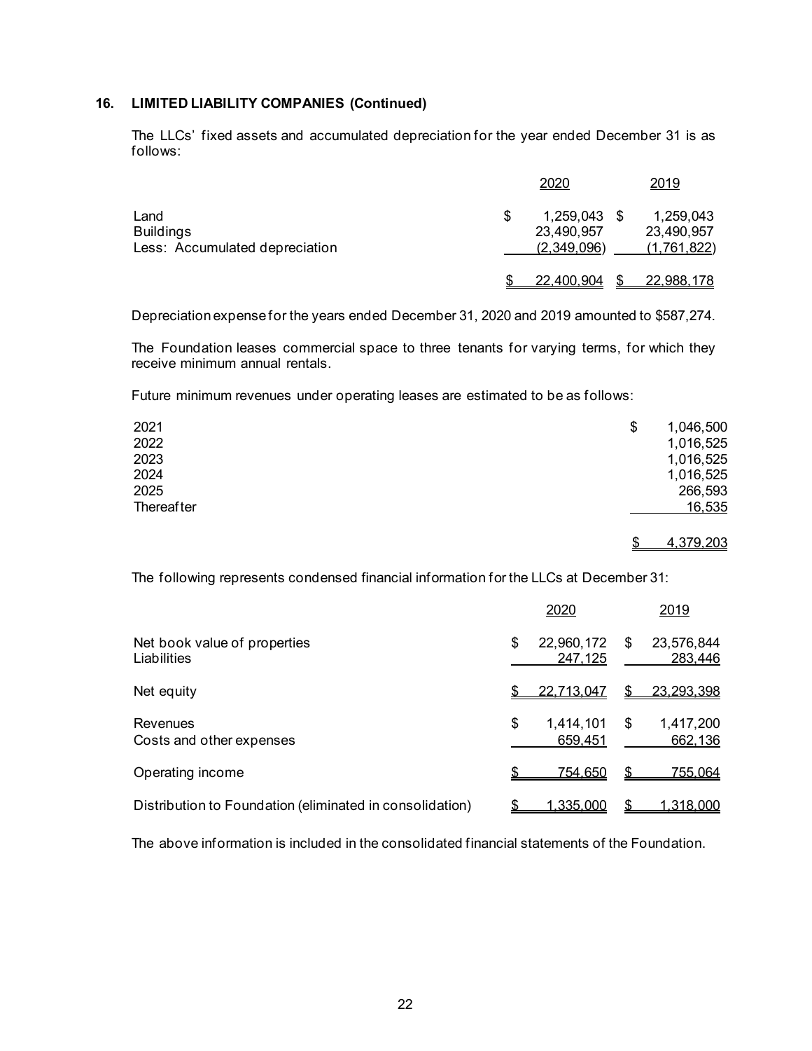## 16. LIMITED LIABILITY COMPANIES (Continued)

The LLCs' fixed assets and accumulated depreciation for the year ended December 31 is as follows:

| | 2020 | 2019 |
|---|---|---|
| Land | $ 1,259,043 | $ 1,259,043 |
| Buildings | 23,490,957 | 23,490,957 |
| Less: Accumulated depreciation | (2,349,096) | (1,761,822) |
| | $ 22,400,904 | $ 22,988,178 |

Depreciation expense for the years ended December 31, 2020 and 2019 amounted to $587,274.

The Foundation leases commercial space to three tenants for varying terms, for which they receive minimum annual rentals.

Future minimum revenues under operating leases are estimated to be as follows:

| | |
|---|---|
| 2021 | $ 1,046,500 |
| 2022 | 1,016,525 |
| 2023 | 1,016,525 |
| 2024 | 1,016,525 |
| 2025 | 266,593 |
| Thereafter | 16,535 |
| | $ 4,379,203 |

The following represents condensed financial information for the LLCs at December 31:

| | 2020 | 2019 |
|---|---|---|
| Net book value of properties | $ 22,960,172 | $ 23,576,844 |
| Liabilities | 247,125 | 283,446 |
| Net equity | $ 22,713,047 | $ 23,293,398 |
| Revenues | $ 1,414,101 | $ 1,417,200 |
| Costs and other expenses | 659,451 | 662,136 |
| Operating income | $ 754,650 | $ 755,064 |
| Distribution to Foundation (eliminated in consolidation) | $ 1,335,000 | $ 1,318,000 |

The above information is included in the consolidated financial statements of the Foundation.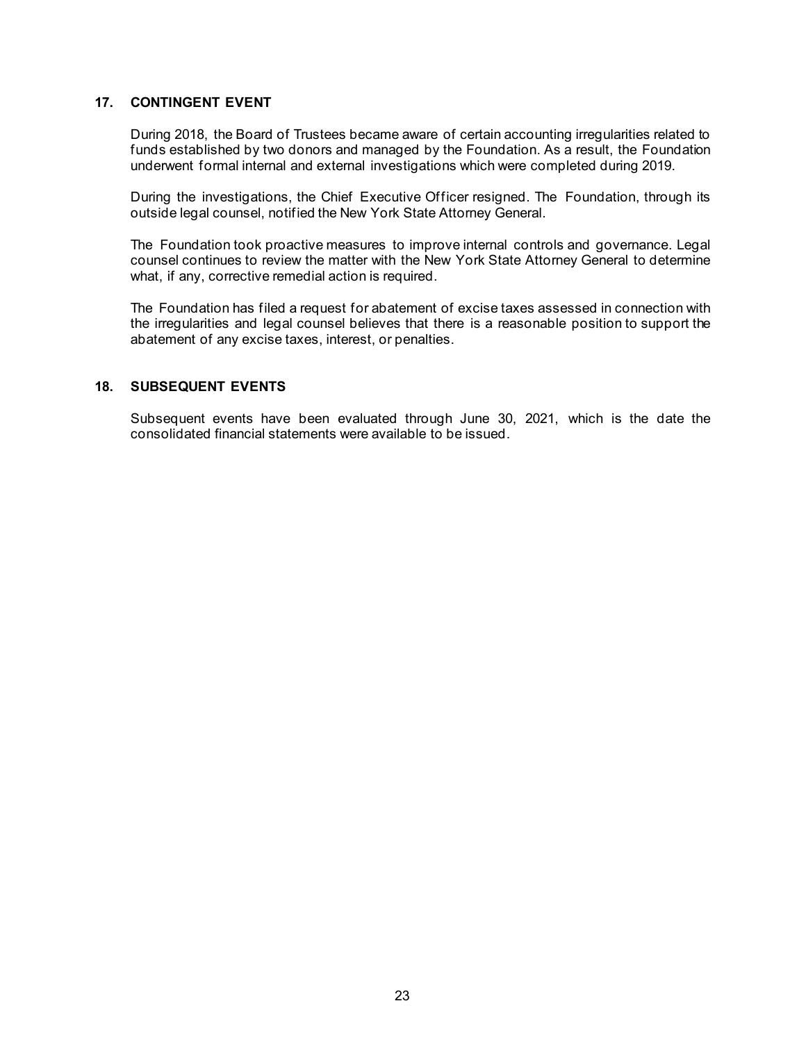## 17. CONTINGENT EVENT

During 2018, the Board of Trustees became aware of certain accounting irregularities related to funds established by two donors and managed by the Foundation. As a result, the Foundation underwent formal internal and external investigations which were completed during 2019.

During the investigations, the Chief Executive Officer resigned. The Foundation, through its outside legal counsel, notified the New York State Attorney General.

The Foundation took proactive measures to improve internal controls and governance. Legal counsel continues to review the matter with the New York State Attorney General to determine what, if any, corrective remedial action is required.

The Foundation has filed a request for abatement of excise taxes assessed in connection with the irregularities and legal counsel believes that there is a reasonable position to support the abatement of any excise taxes, interest, or penalties.

## 18. SUBSEQUENT EVENTS

Subsequent events have been evaluated through June 30, 2021, which is the date the consolidated financial statements were available to be issued.